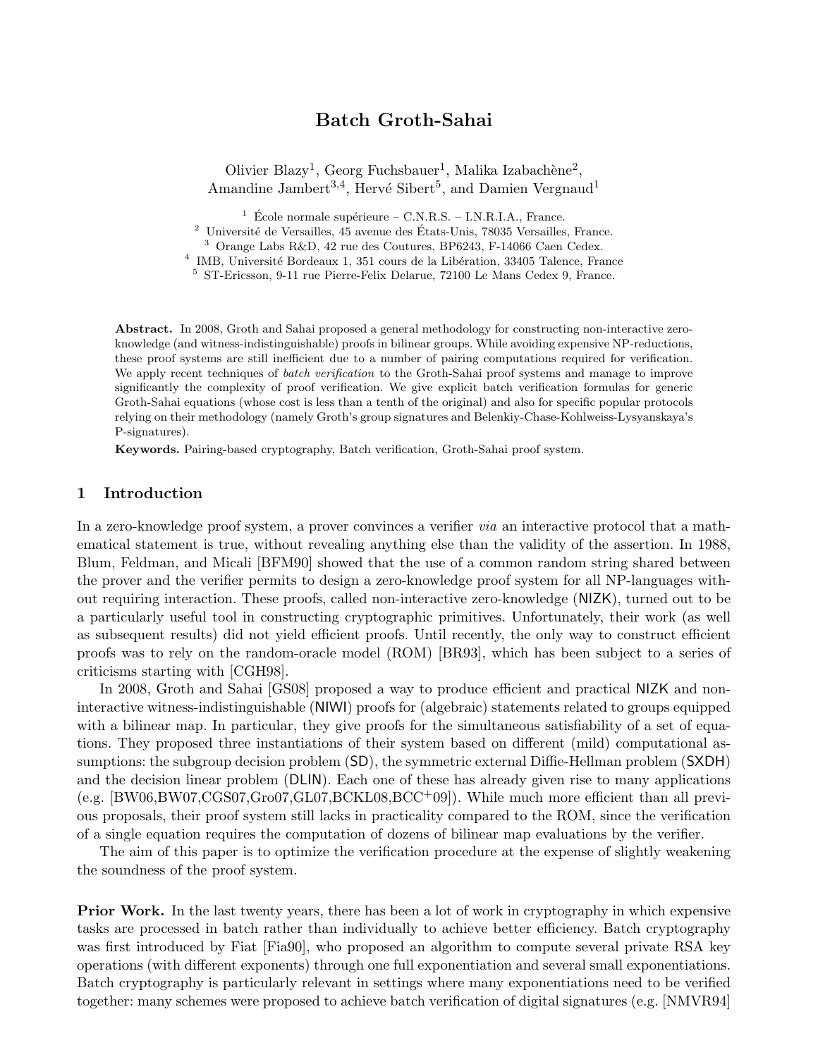# Batch Groth-Sahai

Olivier Blazy[1], Georg Fuchsbauer[1], Malika Izabachène[2], Amandine Jambert[3,4], Hervé Sibert[5], and Damien Vergnaud[1]

[1] École normale supérieure – C.N.R.S. – I.N.R.I.A., France.
[2] Université de Versailles, 45 avenue des États-Unis, 78035 Versailles, France.
[3] Orange Labs R&D, 42 rue des Coutures, BP6243, F-14066 Caen Cedex.
[4] IMB, Université Bordeaux 1, 351 cours de la Libération, 33405 Talence, France
[5] ST-Ericsson, 9-11 rue Pierre-Felix Delarue, 72100 Le Mans Cedex 9, France.

**Abstract.** In 2008, Groth and Sahai proposed a general methodology for constructing non-interactive zero-knowledge (and witness-indistinguishable) proofs in bilinear groups. While avoiding expensive NP-reductions, these proof systems are still inefficient due to a number of pairing computations required for verification. We apply recent techniques of *batch verification* to the Groth-Sahai proof systems and manage to improve significantly the complexity of proof verification. We give explicit batch verification formulas for generic Groth-Sahai equations (whose cost is less than a tenth of the original) and also for specific popular protocols relying on their methodology (namely Groth's group signatures and Belenkiy-Chase-Kohlweiss-Lysyanskaya's P-signatures).

**Keywords.** Pairing-based cryptography, Batch verification, Groth-Sahai proof system.

## 1 Introduction

In a zero-knowledge proof system, a prover convinces a verifier *via* an interactive protocol that a mathematical statement is true, without revealing anything else than the validity of the assertion. In 1988, Blum, Feldman, and Micali [BFM90] showed that the use of a common random string shared between the prover and the verifier permits to design a zero-knowledge proof system for all NP-languages without requiring interaction. These proofs, called non-interactive zero-knowledge (NIZK), turned out to be a particularly useful tool in constructing cryptographic primitives. Unfortunately, their work (as well as subsequent results) did not yield efficient proofs. Until recently, the only way to construct efficient proofs was to rely on the random-oracle model (ROM) [BR93], which has been subject to a series of criticisms starting with [CGH98].

In 2008, Groth and Sahai [GS08] proposed a way to produce efficient and practical NIZK and non-interactive witness-indistinguishable (NIWI) proofs for (algebraic) statements related to groups equipped with a bilinear map. In particular, they give proofs for the simultaneous satisfiability of a set of equations. They proposed three instantiations of their system based on different (mild) computational assumptions: the subgroup decision problem (SD), the symmetric external Diffie-Hellman problem (SXDH) and the decision linear problem (DLIN). Each one of these has already given rise to many applications (e.g. [BW06,BW07,CGS07,Gro07,GL07,BCKL08,BCC+09]). While much more efficient than all previous proposals, their proof system still lacks in practicality compared to the ROM, since the verification of a single equation requires the computation of dozens of bilinear map evaluations by the verifier.

The aim of this paper is to optimize the verification procedure at the expense of slightly weakening the soundness of the proof system.

**Prior Work.** In the last twenty years, there has been a lot of work in cryptography in which expensive tasks are processed in batch rather than individually to achieve better efficiency. Batch cryptography was first introduced by Fiat [Fia90], who proposed an algorithm to compute several private RSA key operations (with different exponents) through one full exponentiation and several small exponentiations. Batch cryptography is particularly relevant in settings where many exponentiations need to be verified together: many schemes were proposed to achieve batch verification of digital signatures (e.g. [NMVR94]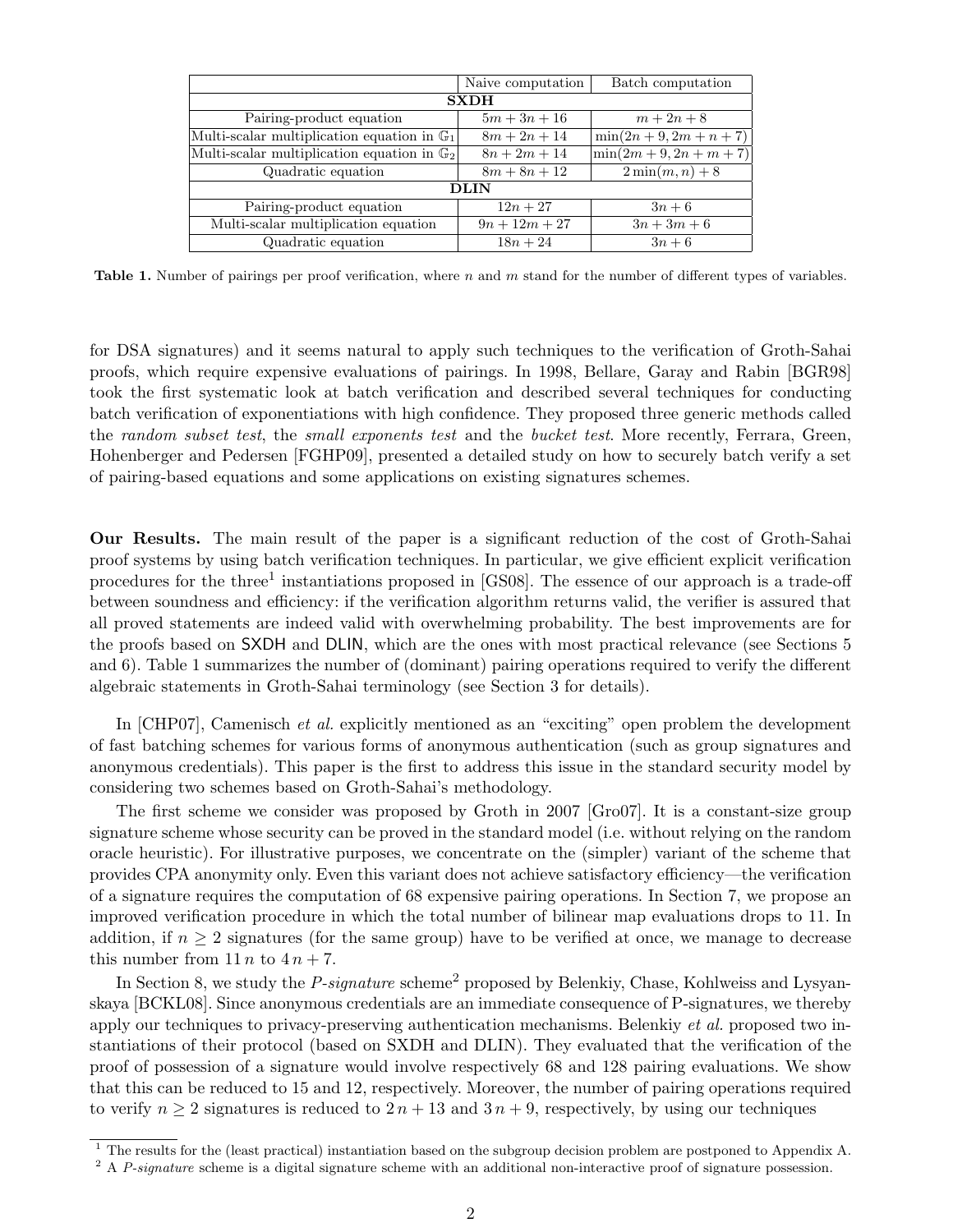| | Naive computation | Batch computation |
|---|---|---|
| **SXDH** | | |
| Pairing-product equation | $5m + 3n + 16$ | $m + 2n + 8$ |
| Multi-scalar multiplication equation in $\mathbb{G}_1$ | $8m + 2n + 14$ | $\min(2n + 9, 2m + n + 7)$ |
| Multi-scalar multiplication equation in $\mathbb{G}_2$ | $8n + 2m + 14$ | $\min(2m + 9, 2n + m + 7)$ |
| Quadratic equation | $8m + 8n + 12$ | $2\min(m, n) + 8$ |
| **DLIN** | | |
| Pairing-product equation | $12n + 27$ | $3n + 6$ |
| Multi-scalar multiplication equation | $9n + 12m + 27$ | $3n + 3m + 6$ |
| Quadratic equation | $18n + 24$ | $3n + 6$ |

**Table 1.** Number of pairings per proof verification, where $n$ and $m$ stand for the number of different types of variables.

for DSA signatures) and it seems natural to apply such techniques to the verification of Groth-Sahai proofs, which require expensive evaluations of pairings. In 1998, Bellare, Garay and Rabin [BGR98] took the first systematic look at batch verification and described several techniques for conducting batch verification of exponentiations with high confidence. They proposed three generic methods called the *random subset test*, the *small exponents test* and the *bucket test*. More recently, Ferrara, Green, Hohenberger and Pedersen [FGHP09], presented a detailed study on how to securely batch verify a set of pairing-based equations and some applications on existing signatures schemes.

**Our Results.** The main result of the paper is a significant reduction of the cost of Groth-Sahai proof systems by using batch verification techniques. In particular, we give efficient explicit verification procedures for the three[1] instantiations proposed in [GS08]. The essence of our approach is a trade-off between soundness and efficiency: if the verification algorithm returns valid, the verifier is assured that all proved statements are indeed valid with overwhelming probability. The best improvements are for the proofs based on SXDH and DLIN, which are the ones with most practical relevance (see Sections 5 and 6). Table 1 summarizes the number of (dominant) pairing operations required to verify the different algebraic statements in Groth-Sahai terminology (see Section 3 for details).

In [CHP07], Camenisch *et al.* explicitly mentioned as an "exciting" open problem the development of fast batching schemes for various forms of anonymous authentication (such as group signatures and anonymous credentials). This paper is the first to address this issue in the standard security model by considering two schemes based on Groth-Sahai's methodology.

The first scheme we consider was proposed by Groth in 2007 [Gro07]. It is a constant-size group signature scheme whose security can be proved in the standard model (i.e. without relying on the random oracle heuristic). For illustrative purposes, we concentrate on the (simpler) variant of the scheme that provides CPA anonymity only. Even this variant does not achieve satisfactory efficiency—the verification of a signature requires the computation of 68 expensive pairing operations. In Section 7, we propose an improved verification procedure in which the total number of bilinear map evaluations drops to 11. In addition, if $n \geq 2$ signatures (for the same group) have to be verified at once, we manage to decrease this number from $11\,n$ to $4\,n + 7$.

In Section 8, we study the *P-signature* scheme[2] proposed by Belenkiy, Chase, Kohlweiss and Lysyanskaya [BCKL08]. Since anonymous credentials are an immediate consequence of P-signatures, we thereby apply our techniques to privacy-preserving authentication mechanisms. Belenkiy *et al.* proposed two instantiations of their protocol (based on SXDH and DLIN). They evaluated that the verification of the proof of possession of a signature would involve respectively 68 and 128 pairing evaluations. We show that this can be reduced to 15 and 12, respectively. Moreover, the number of pairing operations required to verify $n \geq 2$ signatures is reduced to $2\,n + 13$ and $3\,n + 9$, respectively, by using our techniques

[1] The results for the (least practical) instantiation based on the subgroup decision problem are postponed to Appendix A.

[2] A *P-signature* scheme is a digital signature scheme with an additional non-interactive proof of signature possession.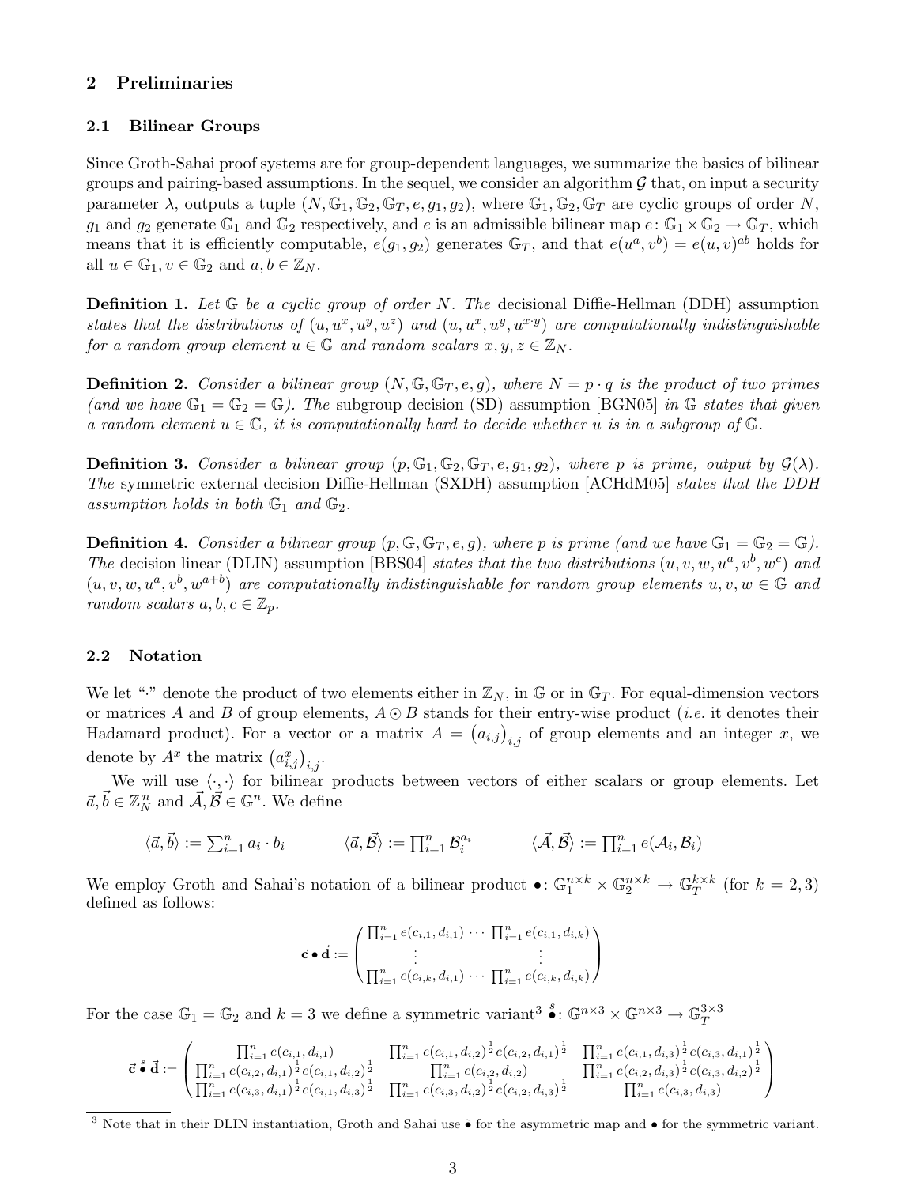## 2 Preliminaries

### 2.1 Bilinear Groups

Since Groth-Sahai proof systems are for group-dependent languages, we summarize the basics of bilinear groups and pairing-based assumptions. In the sequel, we consider an algorithm $\mathcal{G}$ that, on input a security parameter $\lambda$, outputs a tuple $(N, \mathbb{G}_1, \mathbb{G}_2, \mathbb{G}_T, e, g_1, g_2)$, where $\mathbb{G}_1, \mathbb{G}_2, \mathbb{G}_T$ are cyclic groups of order $N$, $g_1$ and $g_2$ generate $\mathbb{G}_1$ and $\mathbb{G}_2$ respectively, and $e$ is an admissible bilinear map $e\colon \mathbb{G}_1 \times \mathbb{G}_2 \to \mathbb{G}_T$, which means that it is efficiently computable, $e(g_1, g_2)$ generates $\mathbb{G}_T$, and that $e(u^a, v^b) = e(u, v)^{ab}$ holds for all $u \in \mathbb{G}_1, v \in \mathbb{G}_2$ and $a, b \in \mathbb{Z}_N$.

**Definition 1.** *Let $\mathbb{G}$ be a cyclic group of order $N$. The* decisional Diffie-Hellman (DDH) assumption *states that the distributions of $(u, u^x, u^y, u^z)$ and $(u, u^x, u^y, u^{x \cdot y})$ are computationally indistinguishable for a random group element $u \in \mathbb{G}$ and random scalars $x, y, z \in \mathbb{Z}_N$.*

**Definition 2.** *Consider a bilinear group $(N, \mathbb{G}, \mathbb{G}_T, e, g)$, where $N = p \cdot q$ is the product of two primes (and we have $\mathbb{G}_1 = \mathbb{G}_2 = \mathbb{G}$). The* subgroup decision (SD) assumption *[BGN05] in $\mathbb{G}$ states that given a random element $u \in \mathbb{G}$, it is computationally hard to decide whether $u$ is in a subgroup of $\mathbb{G}$.*

**Definition 3.** *Consider a bilinear group $(p, \mathbb{G}_1, \mathbb{G}_2, \mathbb{G}_T, e, g_1, g_2)$, where $p$ is prime, output by $\mathcal{G}(\lambda)$. The* symmetric external decision Diffie-Hellman (SXDH) assumption *[ACHdM05] states that the DDH assumption holds in both $\mathbb{G}_1$ and $\mathbb{G}_2$.*

**Definition 4.** *Consider a bilinear group $(p, \mathbb{G}, \mathbb{G}_T, e, g)$, where $p$ is prime (and we have $\mathbb{G}_1 = \mathbb{G}_2 = \mathbb{G}$). The* decision linear (DLIN) assumption *[BBS04] states that the two distributions $(u, v, w, u^a, v^b, w^c)$ and $(u, v, w, u^a, v^b, w^{a+b})$ are computationally indistinguishable for random group elements $u, v, w \in \mathbb{G}$ and random scalars $a, b, c \in \mathbb{Z}_p$.*

### 2.2 Notation

We let "$\cdot$" denote the product of two elements either in $\mathbb{Z}_N$, in $\mathbb{G}$ or in $\mathbb{G}_T$. For equal-dimension vectors or matrices $A$ and $B$ of group elements, $A \odot B$ stands for their entry-wise product (*i.e.* it denotes their Hadamard product). For a vector or a matrix $A = \left(a_{i,j}\right)_{i,j}$ of group elements and an integer $x$, we denote by $A^x$ the matrix $\left(a_{i,j}^x\right)_{i,j}$.

We will use $\langle \cdot, \cdot \rangle$ for bilinear products between vectors of either scalars or group elements. Let $\vec{a}, \vec{b} \in \mathbb{Z}_N^n$ and $\vec{\mathcal{A}}, \vec{\mathcal{B}} \in \mathbb{G}^n$. We define

$$\langle \vec{a}, \vec{b} \rangle := \textstyle\sum_{i=1}^n a_i \cdot b_i \qquad \langle \vec{a}, \vec{\mathcal{B}} \rangle := \prod_{i=1}^n \mathcal{B}_i^{a_i} \qquad \langle \vec{\mathcal{A}}, \vec{\mathcal{B}} \rangle := \prod_{i=1}^n e(\mathcal{A}_i, \mathcal{B}_i)$$

We employ Groth and Sahai's notation of a bilinear product $\bullet\colon \mathbb{G}_1^{n \times k} \times \mathbb{G}_2^{n \times k} \to \mathbb{G}_T^{k \times k}$ (for $k = 2, 3$) defined as follows:

$$\vec{\mathbf{c}} \bullet \vec{\mathbf{d}} := \begin{pmatrix} \prod_{i=1}^n e(c_{i,1}, d_{i,1}) & \cdots & \prod_{i=1}^n e(c_{i,1}, d_{i,k}) \\ \vdots & & \vdots \\ \prod_{i=1}^n e(c_{i,k}, d_{i,1}) & \cdots & \prod_{i=1}^n e(c_{i,k}, d_{i,k}) \end{pmatrix}$$

For the case $\mathbb{G}_1 = \mathbb{G}_2$ and $k = 3$ we define a symmetric variant[3] $\overset{s}{\bullet}\colon \mathbb{G}^{n \times 3} \times \mathbb{G}^{n \times 3} \to \mathbb{G}_T^{3 \times 3}$

$$\vec{\mathbf{c}} \overset{s}{\bullet} \vec{\mathbf{d}} := \begin{pmatrix} \prod_{i=1}^n e(c_{i,1}, d_{i,1}) & \prod_{i=1}^n e(c_{i,1}, d_{i,2})^{\frac{1}{2}} e(c_{i,2}, d_{i,1})^{\frac{1}{2}} & \prod_{i=1}^n e(c_{i,1}, d_{i,3})^{\frac{1}{2}} e(c_{i,3}, d_{i,1})^{\frac{1}{2}} \\ \prod_{i=1}^n e(c_{i,2}, d_{i,1})^{\frac{1}{2}} e(c_{i,1}, d_{i,2})^{\frac{1}{2}} & \prod_{i=1}^n e(c_{i,2}, d_{i,2}) & \prod_{i=1}^n e(c_{i,2}, d_{i,3})^{\frac{1}{2}} e(c_{i,3}, d_{i,2})^{\frac{1}{2}} \\ \prod_{i=1}^n e(c_{i,3}, d_{i,1})^{\frac{1}{2}} e(c_{i,1}, d_{i,3})^{\frac{1}{2}} & \prod_{i=1}^n e(c_{i,3}, d_{i,2})^{\frac{1}{2}} e(c_{i,2}, d_{i,3})^{\frac{1}{2}} & \prod_{i=1}^n e(c_{i,3}, d_{i,3}) \end{pmatrix}$$

[3] Note that in their DLIN instantiation, Groth and Sahai use $\tilde{\bullet}$ for the asymmetric map and $\bullet$ for the symmetric variant.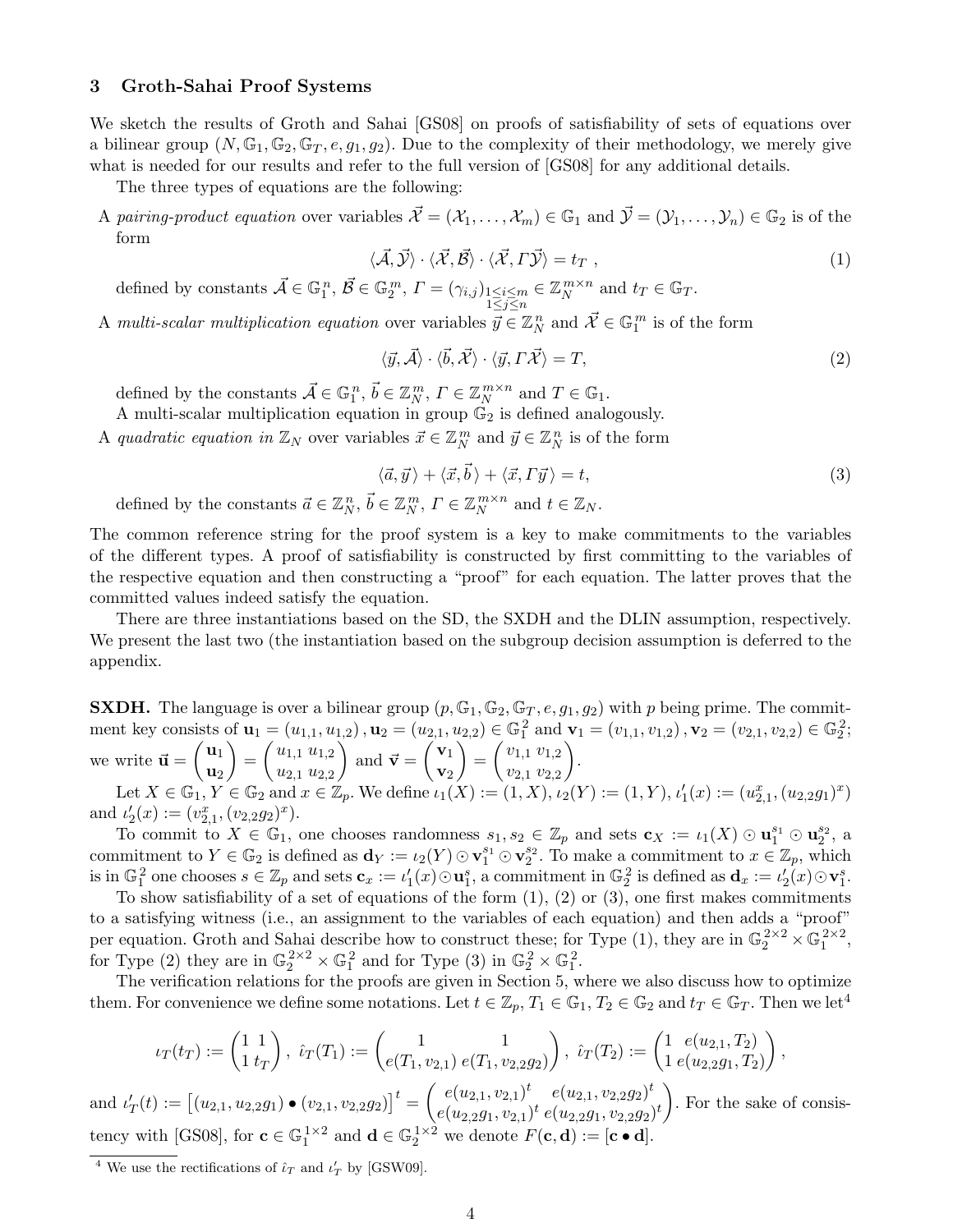## 3 Groth-Sahai Proof Systems

We sketch the results of Groth and Sahai [GS08] on proofs of satisfiability of sets of equations over a bilinear group $(N, \mathbb{G}_1, \mathbb{G}_2, \mathbb{G}_T, e, g_1, g_2)$. Due to the complexity of their methodology, we merely give what is needed for our results and refer to the full version of [GS08] for any additional details.

The three types of equations are the following:

A *pairing-product equation* over variables $\vec{\mathcal{X}} = (\mathcal{X}_1, \ldots, \mathcal{X}_m) \in \mathbb{G}_1$ and $\vec{\mathcal{Y}} = (\mathcal{Y}_1, \ldots, \mathcal{Y}_n) \in \mathbb{G}_2$ is of the form

$$\langle \vec{\mathcal{A}}, \vec{\mathcal{Y}} \rangle \cdot \langle \vec{\mathcal{X}}, \vec{\mathcal{B}} \rangle \cdot \langle \vec{\mathcal{X}}, \Gamma \vec{\mathcal{Y}} \rangle = t_T \ , \tag{1}$$

defined by constants $\vec{\mathcal{A}} \in \mathbb{G}_1^n$, $\vec{\mathcal{B}} \in \mathbb{G}_2^m$, $\Gamma = (\gamma_{i,j})_{\substack{1 \le i \le m \\ 1 \le j \le n}} \in \mathbb{Z}_N^{m \times n}$ and $t_T \in \mathbb{G}_T$.

A *multi-scalar multiplication equation* over variables $\vec{y} \in \mathbb{Z}_N^n$ and $\vec{\mathcal{X}} \in \mathbb{G}_1^m$ is of the form

$$\langle \vec{y}, \vec{\mathcal{A}} \rangle \cdot \langle \vec{b}, \vec{\mathcal{X}} \rangle \cdot \langle \vec{y}, \Gamma \vec{\mathcal{X}} \rangle = T, \tag{2}$$

defined by the constants $\vec{\mathcal{A}} \in \mathbb{G}_1^n$, $\vec{b} \in \mathbb{Z}_N^m$, $\Gamma \in \mathbb{Z}_N^{m \times n}$ and $T \in \mathbb{G}_1$.

A multi-scalar multiplication equation in group $\mathbb{G}_2$ is defined analogously.

A *quadratic equation in* $\mathbb{Z}_N$ over variables $\vec{x} \in \mathbb{Z}_N^m$ and $\vec{y} \in \mathbb{Z}_N^n$ is of the form

$$\langle \vec{a}, \vec{y} \rangle + \langle \vec{x}, \vec{b} \rangle + \langle \vec{x}, \Gamma \vec{y} \rangle = t, \tag{3}$$

defined by the constants $\vec{a} \in \mathbb{Z}_N^n$, $\vec{b} \in \mathbb{Z}_N^m$, $\Gamma \in \mathbb{Z}_N^{m \times n}$ and $t \in \mathbb{Z}_N$.

The common reference string for the proof system is a key to make commitments to the variables of the different types. A proof of satisfiability is constructed by first committing to the variables of the respective equation and then constructing a "proof" for each equation. The latter proves that the committed values indeed satisfy the equation.

There are three instantiations based on the SD, the SXDH and the DLIN assumption, respectively. We present the last two (the instantiation based on the subgroup decision assumption is deferred to the appendix.

**SXDH.** The language is over a bilinear group $(p, \mathbb{G}_1, \mathbb{G}_2, \mathbb{G}_T, e, g_1, g_2)$ with $p$ being prime. The commitment key consists of $\mathbf{u}_1 = (u_{1,1}, u_{1,2}), \mathbf{u}_2 = (u_{2,1}, u_{2,2}) \in \mathbb{G}_1^2$ and $\mathbf{v}_1 = (v_{1,1}, v_{1,2}), \mathbf{v}_2 = (v_{2,1}, v_{2,2}) \in \mathbb{G}_2^2$; we write $\vec{\mathbf{u}} = \begin{pmatrix} \mathbf{u}_1 \\ \mathbf{u}_2 \end{pmatrix} = \begin{pmatrix} u_{1,1} & u_{1,2} \\ u_{2,1} & u_{2,2} \end{pmatrix}$ and $\vec{\mathbf{v}} = \begin{pmatrix} \mathbf{v}_1 \\ \mathbf{v}_2 \end{pmatrix} = \begin{pmatrix} v_{1,1} & v_{1,2} \\ v_{2,1} & v_{2,2} \end{pmatrix}$.

Let $X \in \mathbb{G}_1$, $Y \in \mathbb{G}_2$ and $x \in \mathbb{Z}_p$. We define $\iota_1(X) := (1, X)$, $\iota_2(Y) := (1, Y)$, $\iota_1'(x) := (u_{2,1}^x, (u_{2,2} g_1)^x)$ and $\iota_2'(x) := (v_{2,1}^x, (v_{2,2} g_2)^x)$.

To commit to $X \in \mathbb{G}_1$, one chooses randomness $s_1, s_2 \in \mathbb{Z}_p$ and sets $\mathbf{c}_X := \iota_1(X) \odot \mathbf{u}_1^{s_1} \odot \mathbf{u}_2^{s_2}$, a commitment to $Y \in \mathbb{G}_2$ is defined as $\mathbf{d}_Y := \iota_2(Y) \odot \mathbf{v}_1^{s_1} \odot \mathbf{v}_2^{s_2}$. To make a commitment to $x \in \mathbb{Z}_p$, which is in $\mathbb{G}_1^2$ one chooses $s \in \mathbb{Z}_p$ and sets $\mathbf{c}_x := \iota_1'(x) \odot \mathbf{u}_1^s$, a commitment in $\mathbb{G}_2^2$ is defined as $\mathbf{d}_x := \iota_2'(x) \odot \mathbf{v}_1^s$.

To show satisfiability of a set of equations of the form (1), (2) or (3), one first makes commitments to a satisfying witness (i.e., an assignment to the variables of each equation) and then adds a "proof" per equation. Groth and Sahai describe how to construct these; for Type (1), they are in $\mathbb{G}_2^{2 \times 2} \times \mathbb{G}_1^{2 \times 2}$, for Type (2) they are in $\mathbb{G}_2^{2 \times 2} \times \mathbb{G}_1^2$ and for Type (3) in $\mathbb{G}_2^2 \times \mathbb{G}_1^2$.

The verification relations for the proofs are given in Section 5, where we also discuss how to optimize them. For convenience we define some notations. Let $t \in \mathbb{Z}_p$, $T_1 \in \mathbb{G}_1$, $T_2 \in \mathbb{G}_2$ and $t_T \in \mathbb{G}_T$. Then we let[4]

$$\iota_T(t_T) := \begin{pmatrix} 1 & 1 \\ 1 & t_T \end{pmatrix}, \ \hat{\iota}_T(T_1) := \begin{pmatrix} 1 & 1 \\ e(T_1, v_{2,1}) & e(T_1, v_{2,2} g_2) \end{pmatrix}, \ \hat{\iota}_T(T_2) := \begin{pmatrix} 1 & e(u_{2,1}, T_2) \\ 1 & e(u_{2,2} g_1, T_2) \end{pmatrix},$$

and $\iota_T'(t) := \left[ (u_{2,1}, u_{2,2} g_1) \bullet (v_{2,1}, v_{2,2} g_2) \right]^t = \begin{pmatrix} e(u_{2,1}, v_{2,1})^t & e(u_{2,1}, v_{2,2} g_2)^t \\ e(u_{2,2} g_1, v_{2,1})^t & e(u_{2,2} g_1, v_{2,2} g_2)^t \end{pmatrix}$. For the sake of consistency with [GS08], for $\mathbf{c} \in \mathbb{G}_1^{1 \times 2}$ and $\mathbf{d} \in \mathbb{G}_2^{1 \times 2}$ we denote $F(\mathbf{c}, \mathbf{d}) := [\mathbf{c} \bullet \mathbf{d}]$.

[4] We use the rectifications of $\hat{\iota}_T$ and $\iota_T'$ by [GSW09].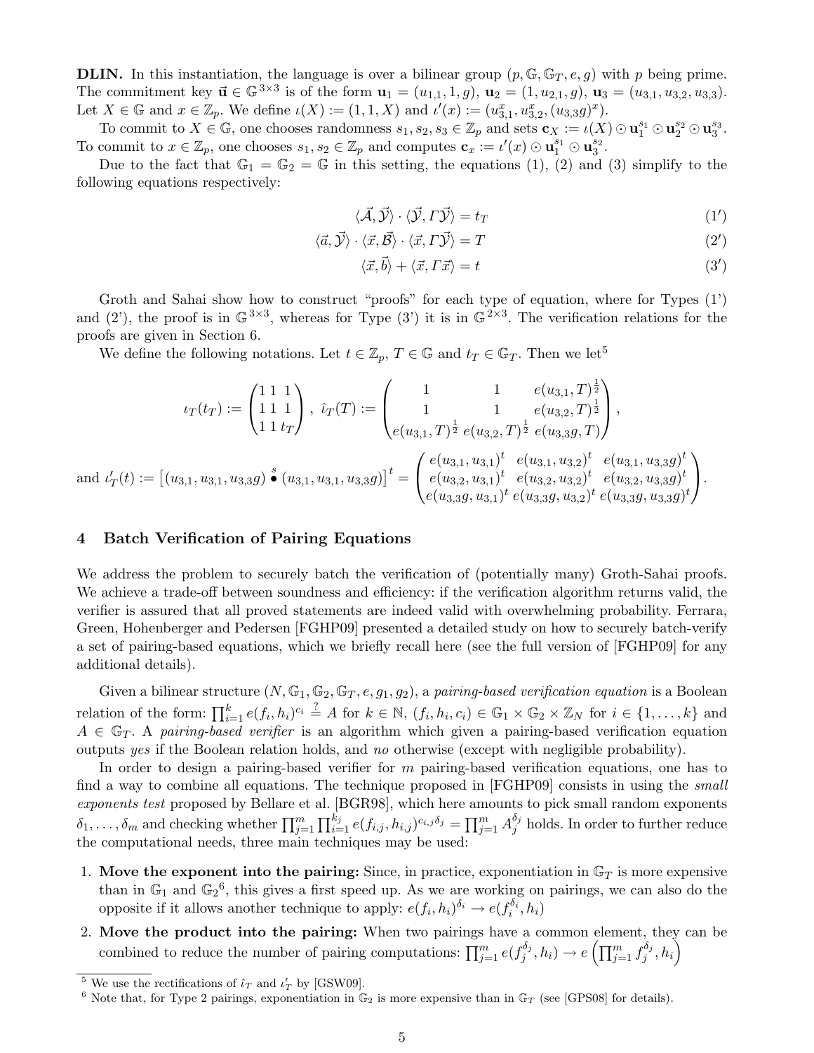**DLIN.** In this instantiation, the language is over a bilinear group $(p, \mathbb{G}, \mathbb{G}_T, e, g)$ with $p$ being prime. The commitment key $\vec{\mathbf{u}} \in \mathbb{G}^{3\times 3}$ is of the form $\mathbf{u}_1 = (u_{1,1}, 1, g)$, $\mathbf{u}_2 = (1, u_{2,1}, g)$, $\mathbf{u}_3 = (u_{3,1}, u_{3,2}, u_{3,3})$. Let $X \in \mathbb{G}$ and $x \in \mathbb{Z}_p$. We define $\iota(X) := (1, 1, X)$ and $\iota'(x) := (u_{3,1}^x, u_{3,2}^x, (u_{3,3}g)^x)$.

To commit to $X \in \mathbb{G}$, one chooses randomness $s_1, s_2, s_3 \in \mathbb{Z}_p$ and sets $\mathbf{c}_X := \iota(X) \odot \mathbf{u}_1^{s_1} \odot \mathbf{u}_2^{s_2} \odot \mathbf{u}_3^{s_3}$. To commit to $x \in \mathbb{Z}_p$, one chooses $s_1, s_2 \in \mathbb{Z}_p$ and computes $\mathbf{c}_x := \iota'(x) \odot \mathbf{u}_1^{s_1} \odot \mathbf{u}_3^{s_2}$.

Due to the fact that $\mathbb{G}_1 = \mathbb{G}_2 = \mathbb{G}$ in this setting, the equations (1), (2) and (3) simplify to the following equations respectively:

$$\langle \vec{\mathcal{A}}, \vec{\mathcal{Y}} \rangle \cdot \langle \vec{\mathcal{Y}}, \Gamma \vec{\mathcal{Y}} \rangle = t_T \tag{1'}$$

$$\langle \vec{a}, \vec{\mathcal{Y}} \rangle \cdot \langle \vec{x}, \vec{\mathcal{B}} \rangle \cdot \langle \vec{x}, \Gamma \vec{\mathcal{Y}} \rangle = T \tag{2'}$$

$$\langle \vec{x}, \vec{b} \rangle + \langle \vec{x}, \Gamma \vec{x} \rangle = t \tag{3'}$$

Groth and Sahai show how to construct "proofs" for each type of equation, where for Types (1') and (2'), the proof is in $\mathbb{G}^{3\times 3}$, whereas for Type (3') it is in $\mathbb{G}^{2\times 3}$. The verification relations for the proofs are given in Section 6.

We define the following notations. Let $t \in \mathbb{Z}_p$, $T \in \mathbb{G}$ and $t_T \in \mathbb{G}_T$. Then we let[5]

$$\iota_T(t_T) := \begin{pmatrix} 1 & 1 & 1 \\ 1 & 1 & 1 \\ 1 & 1 & t_T \end{pmatrix}, \quad \hat{\iota}_T(T) := \begin{pmatrix} 1 & 1 & e(u_{3,1}, T)^{\frac{1}{2}} \\ 1 & 1 & e(u_{3,2}, T)^{\frac{1}{2}} \\ e(u_{3,1}, T)^{\frac{1}{2}} & e(u_{3,2}, T)^{\frac{1}{2}} & e(u_{3,3}g, T) \end{pmatrix},$$

and
$$\iota'_T(t) := \left[(u_{3,1}, u_{3,1}, u_{3,3}g) \overset{s}{\bullet} (u_{3,1}, u_{3,1}, u_{3,3}g)\right]^t = \begin{pmatrix} e(u_{3,1}, u_{3,1})^t & e(u_{3,1}, u_{3,2})^t & e(u_{3,1}, u_{3,3}g)^t \\ e(u_{3,2}, u_{3,1})^t & e(u_{3,2}, u_{3,2})^t & e(u_{3,2}, u_{3,3}g)^t \\ e(u_{3,3}g, u_{3,1})^t & e(u_{3,3}g, u_{3,2})^t & e(u_{3,3}g, u_{3,3}g)^t \end{pmatrix}.$$

## 4 Batch Verification of Pairing Equations

We address the problem to securely batch the verification of (potentially many) Groth-Sahai proofs. We achieve a trade-off between soundness and efficiency: if the verification algorithm returns valid, the verifier is assured that all proved statements are indeed valid with overwhelming probability. Ferrara, Green, Hohenberger and Pedersen [FGHP09] presented a detailed study on how to securely batch-verify a set of pairing-based equations, which we briefly recall here (see the full version of [FGHP09] for any additional details).

Given a bilinear structure $(N, \mathbb{G}_1, \mathbb{G}_2, \mathbb{G}_T, e, g_1, g_2)$, a *pairing-based verification equation* is a Boolean relation of the form: $\prod_{i=1}^{k} e(f_i, h_i)^{c_i} \stackrel{?}{=} A$ for $k \in \mathbb{N}$, $(f_i, h_i, c_i) \in \mathbb{G}_1 \times \mathbb{G}_2 \times \mathbb{Z}_N$ for $i \in \{1, \ldots, k\}$ and $A \in \mathbb{G}_T$. A *pairing-based verifier* is an algorithm which given a pairing-based verification equation outputs *yes* if the Boolean relation holds, and *no* otherwise (except with negligible probability).

In order to design a pairing-based verifier for $m$ pairing-based verification equations, one has to find a way to combine all equations. The technique proposed in [FGHP09] consists in using the *small exponents test* proposed by Bellare et al. [BGR98], which here amounts to pick small random exponents $\delta_1, \ldots, \delta_m$ and checking whether $\prod_{j=1}^{m} \prod_{i=1}^{k_j} e(f_{i,j}, h_{i,j})^{c_{i,j}\delta_j} = \prod_{j=1}^{m} A_j^{\delta_j}$ holds. In order to further reduce the computational needs, three main techniques may be used:

1. **Move the exponent into the pairing:** Since, in practice, exponentiation in $\mathbb{G}_T$ is more expensive than in $\mathbb{G}_1$ and $\mathbb{G}_2$[6], this gives a first speed up. As we are working on pairings, we can also do the opposite if it allows another technique to apply: $e(f_i, h_i)^{\delta_i} \to e(f_i^{\delta_i}, h_i)$
2. **Move the product into the pairing:** When two pairings have a common element, they can be combined to reduce the number of pairing computations: $\prod_{j=1}^{m} e(f_j^{\delta_j}, h_i) \to e\left(\prod_{j=1}^{m} f_j^{\delta_j}, h_i\right)$

---

[5] We use the rectifications of $\hat{\iota}_T$ and $\iota'_T$ by [GSW09].

[6] Note that, for Type 2 pairings, exponentiation in $\mathbb{G}_2$ is more expensive than in $\mathbb{G}_T$ (see [GPS08] for details).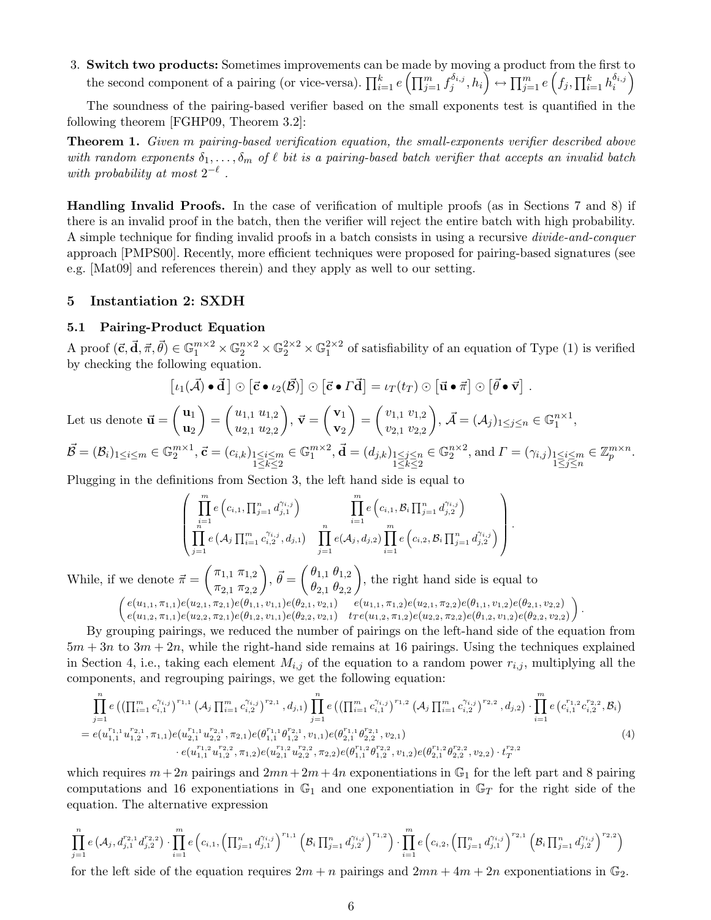3. **Switch two products:** Sometimes improvements can be made by moving a product from the first to the second component of a pairing (or vice-versa). $\prod_{i=1}^{k} e\left(\prod_{j=1}^{m} f_j^{\delta_{i,j}}, h_i\right) \leftrightarrow \prod_{j=1}^{m} e\left(f_j, \prod_{i=1}^{k} h_i^{\delta_{i,j}}\right)$

The soundness of the pairing-based verifier based on the small exponents test is quantified in the following theorem [FGHP09, Theorem 3.2]:

**Theorem 1.** *Given $m$ pairing-based verification equation, the small-exponents verifier described above with random exponents $\delta_1, \ldots, \delta_m$ of $\ell$ bit is a pairing-based batch verifier that accepts an invalid batch with probability at most $2^{-\ell}$ .*

**Handling Invalid Proofs.** In the case of verification of multiple proofs (as in Sections 7 and 8) if there is an invalid proof in the batch, then the verifier will reject the entire batch with high probability. A simple technique for finding invalid proofs in a batch consists in using a recursive *divide-and-conquer* approach [PMPS00]. Recently, more efficient techniques were proposed for pairing-based signatures (see e.g. [Mat09] and references therein) and they apply as well to our setting.

## 5 Instantiation 2: SXDH

### 5.1 Pairing-Product Equation

A proof $(\vec{c}, \vec{d}, \vec{\pi}, \vec{\theta}) \in \mathbb{G}_1^{m\times 2} \times \mathbb{G}_2^{n\times 2} \times \mathbb{G}_2^{2\times 2} \times \mathbb{G}_1^{2\times 2}$ of satisfiability of an equation of Type (1) is verified by checking the following equation.

$$\left[\iota_1(\vec{\mathcal{A}}) \bullet \vec{\mathbf{d}}\right] \odot \left[\vec{\mathbf{c}} \bullet \iota_2(\vec{\mathcal{B}})\right] \odot \left[\vec{\mathbf{c}} \bullet \Gamma \vec{\mathbf{d}}\right] = \iota_T(t_T) \odot \left[\vec{\mathbf{u}} \bullet \vec{\pi}\right] \odot \left[\vec{\theta} \bullet \vec{\mathbf{v}}\right] .$$

Let us denote $\vec{\mathbf{u}} = \begin{pmatrix} \mathbf{u}_1 \\ \mathbf{u}_2 \end{pmatrix} = \begin{pmatrix} u_{1,1} & u_{1,2} \\ u_{2,1} & u_{2,2} \end{pmatrix}$, $\vec{\mathbf{v}} = \begin{pmatrix} \mathbf{v}_1 \\ \mathbf{v}_2 \end{pmatrix} = \begin{pmatrix} v_{1,1} & v_{1,2} \\ v_{2,1} & v_{2,2} \end{pmatrix}$, $\vec{\mathcal{A}} = (\mathcal{A}_j)_{1\le j\le n} \in \mathbb{G}_1^{n\times 1}$, $\vec{\mathcal{B}} = (\mathcal{B}_i)_{1\le i\le m} \in \mathbb{G}_2^{m\times 1}$, $\vec{\mathbf{c}} = (c_{i,k})_{\substack{1\le i\le m\\1\le k\le 2}} \in \mathbb{G}_1^{m\times 2}$, $\vec{\mathbf{d}} = (d_{j,k})_{\substack{1\le j\le n\\1\le k\le 2}} \in \mathbb{G}_2^{n\times 2}$, and $\Gamma = (\gamma_{i,j})_{\substack{1\le i\le m\\1\le j\le n}} \in \mathbb{Z}_p^{m\times n}$.

Plugging in the definitions from Section 3, the left hand side is equal to

$$\begin{pmatrix} \prod_{i=1}^{m} e\left(c_{i,1}, \prod_{j=1}^{n} d_{j,1}^{\gamma_{i,j}}\right) & \prod_{i=1}^{m} e\left(c_{i,1}, \mathcal{B}_i \prod_{j=1}^{n} d_{j,2}^{\gamma_{i,j}}\right) \\ \prod_{j=1}^{n} e\left(\mathcal{A}_j \prod_{i=1}^{m} c_{i,2}^{\gamma_{i,j}}, d_{j,1}\right) & \prod_{j=1}^{n} e(\mathcal{A}_j, d_{j,2}) \prod_{i=1}^{m} e\left(c_{i,2}, \mathcal{B}_i \prod_{j=1}^{n} d_{j,2}^{\gamma_{i,j}}\right) \end{pmatrix}.$$

While, if we denote $\vec{\pi} = \begin{pmatrix} \pi_{1,1} & \pi_{1,2} \\ \pi_{2,1} & \pi_{2,2} \end{pmatrix}$, $\vec{\theta} = \begin{pmatrix} \theta_{1,1} & \theta_{1,2} \\ \theta_{2,1} & \theta_{2,2} \end{pmatrix}$, the right hand side is equal to

$$\begin{pmatrix} e(u_{1,1}, \pi_{1,1}) e(u_{2,1}, \pi_{2,1}) e(\theta_{1,1}, v_{1,1}) e(\theta_{2,1}, v_{2,1}) & e(u_{1,1}, \pi_{1,2}) e(u_{2,1}, \pi_{2,2}) e(\theta_{1,1}, v_{1,2}) e(\theta_{2,1}, v_{2,2}) \\ e(u_{1,2}, \pi_{1,1}) e(u_{2,2}, \pi_{2,1}) e(\theta_{1,2}, v_{1,1}) e(\theta_{2,2}, v_{2,1}) & t_T e(u_{1,2}, \pi_{1,2}) e(u_{2,2}, \pi_{2,2}) e(\theta_{1,2}, v_{1,2}) e(\theta_{2,2}, v_{2,2}) \end{pmatrix}.$$

By grouping pairings, we reduced the number of pairings on the left-hand side of the equation from $5m + 3n$ to $3m + 2n$, while the right-hand side remains at 16 pairings. Using the techniques explained in Section 4, i.e., taking each element $M_{i,j}$ of the equation to a random power $r_{i,j}$, multiplying all the components, and regrouping pairings, we get the following equation:

$$\begin{aligned} &\prod_{j=1}^{n} e\left(\left(\prod_{i=1}^{m} c_{i,1}^{\gamma_{i,j}}\right)^{r_{1,1}} \left(\mathcal{A}_j \prod_{i=1}^{m} c_{i,2}^{\gamma_{i,j}}\right)^{r_{2,1}}, d_{j,1}\right) \prod_{j=1}^{n} e\left(\left(\prod_{i=1}^{m} c_{i,1}^{\gamma_{i,j}}\right)^{r_{1,2}} \left(\mathcal{A}_j \prod_{i=1}^{m} c_{i,2}^{\gamma_{i,j}}\right)^{r_{2,2}}, d_{j,2}\right) \cdot \prod_{i=1}^{m} e\left(c_{i,1}^{r_{1,2}} c_{i,2}^{r_{2,2}}, \mathcal{B}_i\right) \\ &= e(u_{1,1}^{r_{1,1}} u_{1,2}^{r_{2,1}}, \pi_{1,1}) e(u_{2,1}^{r_{1,1}} u_{2,2}^{r_{2,1}}, \pi_{2,1}) e(\theta_{1,1}^{r_{1,1}} \theta_{1,2}^{r_{2,1}}, v_{1,1}) e(\theta_{2,1}^{r_{1,1}} \theta_{2,2}^{r_{2,1}}, v_{2,1}) \\ &\quad \cdot e(u_{1,1}^{r_{1,2}} u_{1,2}^{r_{2,2}}, \pi_{1,2}) e(u_{2,1}^{r_{1,2}} u_{2,2}^{r_{2,2}}, \pi_{2,2}) e(\theta_{1,1}^{r_{1,2}} \theta_{1,2}^{r_{2,2}}, v_{1,2}) e(\theta_{2,1}^{r_{1,2}} \theta_{2,2}^{r_{2,2}}, v_{2,2}) \cdot t_T^{r_{2,2}} \end{aligned} \tag{4}$$

which requires $m + 2n$ pairings and $2mn + 2m + 4n$ exponentiations in $\mathbb{G}_1$ for the left part and 8 pairing computations and 16 exponentiations in $\mathbb{G}_1$ and one exponentiation in $\mathbb{G}_T$ for the right side of the equation. The alternative expression

$$\prod_{j=1}^{n} e\left(\mathcal{A}_j, d_{j,1}^{r_{2,1}} d_{j,2}^{r_{2,2}}\right) \cdot \prod_{i=1}^{m} e\left(c_{i,1}, \left(\prod_{j=1}^{n} d_{j,1}^{\gamma_{i,j}}\right)^{r_{1,1}} \left(\mathcal{B}_i \prod_{j=1}^{n} d_{j,2}^{\gamma_{i,j}}\right)^{r_{1,2}}\right) \cdot \prod_{i=1}^{m} e\left(c_{i,2}, \left(\prod_{j=1}^{n} d_{j,1}^{\gamma_{i,j}}\right)^{r_{2,1}} \left(\mathcal{B}_i \prod_{j=1}^{n} d_{j,2}^{\gamma_{i,j}}\right)^{r_{2,2}}\right)$$

for the left side of the equation requires $2m + n$ pairings and $2mn + 4m + 2n$ exponentiations in $\mathbb{G}_2$.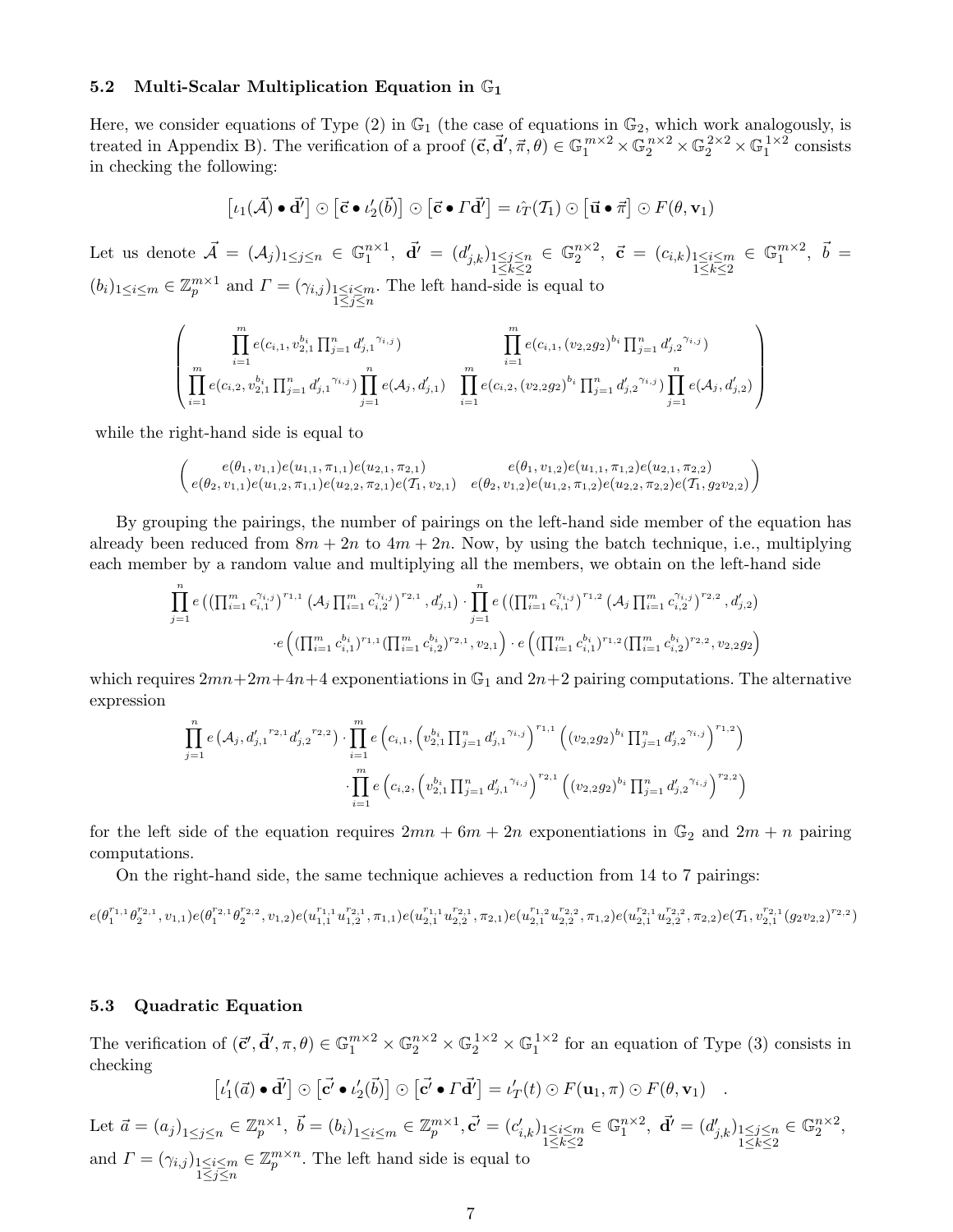### 5.2 Multi-Scalar Multiplication Equation in $\mathbb{G}_1$

Here, we consider equations of Type (2) in $\mathbb{G}_1$ (the case of equations in $\mathbb{G}_2$, which work analogously, is treated in Appendix B). The verification of a proof $(\vec{\mathbf{c}}, \vec{\mathbf{d}}', \vec{\pi}, \theta) \in \mathbb{G}_1^{m\times 2} \times \mathbb{G}_2^{n\times 2} \times \mathbb{G}_2^{2\times 2} \times \mathbb{G}_1^{1\times 2}$ consists in checking the following:

$$\left[\iota_1(\vec{\mathcal{A}}) \bullet \vec{\mathbf{d}}'\right] \odot \left[\vec{\mathbf{c}} \bullet \iota_2'(\vec{b})\right] \odot \left[\vec{\mathbf{c}} \bullet \Gamma \vec{\mathbf{d}}'\right] = \hat{\iota_T}(\mathcal{T}_1) \odot \left[\vec{\mathbf{u}} \bullet \vec{\pi}\right] \odot F(\theta, \mathbf{v}_1)$$

Let us denote $\vec{\mathcal{A}} = (\mathcal{A}_j)_{1\le j\le n} \in \mathbb{G}_1^{n\times 1}$, $\vec{\mathbf{d}}' = (d'_{j,k})_{\substack{1\le j\le n\\1\le k\le 2}} \in \mathbb{G}_2^{n\times 2}$, $\vec{\mathbf{c}} = (c_{i,k})_{\substack{1\le i\le m\\1\le k\le 2}} \in \mathbb{G}_1^{m\times 2}$, $\vec{b} = (b_i)_{1\le i\le m} \in \mathbb{Z}_p^{m\times 1}$ and $\Gamma = (\gamma_{i,j})_{\substack{1\le i\le m\\1\le j\le n}}$. The left hand-side is equal to

$$\begin{pmatrix} \prod_{i=1}^{m} e(c_{i,1}, v_{2,1}^{b_i}\prod_{j=1}^{n} {d'_{j,1}}^{\gamma_{i,j}}) & \prod_{i=1}^{m} e(c_{i,1}, (v_{2,2}g_2)^{b_i}\prod_{j=1}^{n} {d'_{j,2}}^{\gamma_{i,j}}) \\ \prod_{i=1}^{m} e(c_{i,2}, v_{2,1}^{b_i}\prod_{j=1}^{n} {d'_{j,1}}^{\gamma_{i,j}}) \prod_{j=1}^{n} e(\mathcal{A}_j, d'_{j,1}) & \prod_{i=1}^{m} e(c_{i,2}, (v_{2,2}g_2)^{b_i}\prod_{j=1}^{n} {d'_{j,2}}^{\gamma_{i,j}}) \prod_{j=1}^{n} e(\mathcal{A}_j, d'_{j,2}) \end{pmatrix}$$

while the right-hand side is equal to

$$\begin{pmatrix} e(\theta_1, v_{1,1})e(u_{1,1}, \pi_{1,1})e(u_{2,1}, \pi_{2,1}) & e(\theta_1, v_{1,2})e(u_{1,1}, \pi_{1,2})e(u_{2,1}, \pi_{2,2}) \\ e(\theta_2, v_{1,1})e(u_{1,2}, \pi_{1,1})e(u_{2,2}, \pi_{2,1})e(\mathcal{T}_1, v_{2,1}) & e(\theta_2, v_{1,2})e(u_{1,2}, \pi_{1,2})e(u_{2,2}, \pi_{2,2})e(\mathcal{T}_1, g_2 v_{2,2}) \end{pmatrix}$$

By grouping the pairings, the number of pairings on the left-hand side member of the equation has already been reduced from $8m+2n$ to $4m+2n$. Now, by using the batch technique, i.e., multiplying each member by a random value and multiplying all the members, we obtain on the left-hand side

$$\prod_{j=1}^{n} e\left((\textstyle\prod_{i=1}^{m} c_{i,1}^{\gamma_{i,j}})^{r_{1,1}} (\mathcal{A}_j \prod_{i=1}^{m} c_{i,2}^{\gamma_{i,j}})^{r_{2,1}}, d'_{j,1}\right) \cdot \prod_{j=1}^{n} e\left((\textstyle\prod_{i=1}^{m} c_{i,1}^{\gamma_{i,j}})^{r_{1,2}} (\mathcal{A}_j \prod_{i=1}^{m} c_{i,2}^{\gamma_{i,j}})^{r_{2,2}}, d'_{j,2}\right)$$
$$\cdot e\left((\textstyle\prod_{i=1}^{m} c_{i,1}^{b_i})^{r_{1,1}} (\prod_{i=1}^{m} c_{i,2}^{b_i})^{r_{2,1}}, v_{2,1}\right) \cdot e\left((\textstyle\prod_{i=1}^{m} c_{i,1}^{b_i})^{r_{1,2}} (\prod_{i=1}^{m} c_{i,2}^{b_i})^{r_{2,2}}, v_{2,2}g_2\right)$$

which requires $2mn+2m+4n+4$ exponentiations in $\mathbb{G}_1$ and $2n+2$ pairing computations. The alternative expression

$$\prod_{j=1}^{n} e\left(\mathcal{A}_j, {d'_{j,1}}^{r_{2,1}} {d'_{j,2}}^{r_{2,2}}\right) \cdot \prod_{i=1}^{m} e\left(c_{i,1}, \left(v_{2,1}^{b_i}\textstyle\prod_{j=1}^{n} {d'_{j,1}}^{\gamma_{i,j}}\right)^{r_{1,1}} \left((v_{2,2}g_2)^{b_i}\prod_{j=1}^{n} {d'_{j,2}}^{\gamma_{i,j}}\right)^{r_{1,2}}\right)$$
$$\cdot \prod_{i=1}^{m} e\left(c_{i,2}, \left(v_{2,1}^{b_i}\textstyle\prod_{j=1}^{n} {d'_{j,1}}^{\gamma_{i,j}}\right)^{r_{2,1}} \left((v_{2,2}g_2)^{b_i}\prod_{j=1}^{n} {d'_{j,2}}^{\gamma_{i,j}}\right)^{r_{2,2}}\right)$$

for the left side of the equation requires $2mn+6m+2n$ exponentiations in $\mathbb{G}_2$ and $2m+n$ pairing computations.

On the right-hand side, the same technique achieves a reduction from 14 to 7 pairings:

$$e(\theta_1^{r_{1,1}}\theta_2^{r_{2,1}}, v_{1,1})e(\theta_1^{r_{2,1}}\theta_2^{r_{2,2}}, v_{1,2})e(u_{1,1}^{r_{1,1}}u_{1,2}^{r_{2,1}}, \pi_{1,1})e(u_{2,1}^{r_{1,1}}u_{2,2}^{r_{2,1}}, \pi_{2,1})e(u_{2,1}^{r_{1,2}}u_{2,2}^{r_{2,2}}, \pi_{1,2})e(u_{2,1}^{r_{2,1}}u_{2,2}^{r_{2,2}}, \pi_{2,2})e(\mathcal{T}_1, v_{2,1}^{r_{2,1}}(g_2 v_{2,2})^{r_{2,2}})$$

### 5.3 Quadratic Equation

The verification of $(\vec{\mathbf{c}}', \vec{\mathbf{d}}', \pi, \theta) \in \mathbb{G}_1^{m\times 2} \times \mathbb{G}_2^{n\times 2} \times \mathbb{G}_2^{1\times 2} \times \mathbb{G}_1^{1\times 2}$ for an equation of Type (3) consists in checking

$$\left[\iota_1'(\vec{a}) \bullet \vec{\mathbf{d}}'\right] \odot \left[\vec{\mathbf{c}}' \bullet \iota_2'(\vec{b})\right] \odot \left[\vec{\mathbf{c}}' \bullet \Gamma \vec{\mathbf{d}}'\right] = \iota_T'(t) \odot F(\mathbf{u}_1, \pi) \odot F(\theta, \mathbf{v}_1) \quad .$$

Let $\vec{a} = (a_j)_{1\le j\le n} \in \mathbb{Z}_p^{n\times 1}$, $\vec{b} = (b_i)_{1\le i\le m} \in \mathbb{Z}_p^{m\times 1}$, $\vec{\mathbf{c}}' = (c'_{i,k})_{\substack{1\le i\le m\\1\le k\le 2}} \in \mathbb{G}_1^{n\times 2}$, $\vec{\mathbf{d}}' = (d'_{j,k})_{\substack{1\le j\le n\\1\le k\le 2}} \in \mathbb{G}_2^{n\times 2}$, and $\Gamma = (\gamma_{i,j})_{\substack{1\le i\le m\\1\le j\le n}} \in \mathbb{Z}_p^{m\times n}$. The left hand side is equal to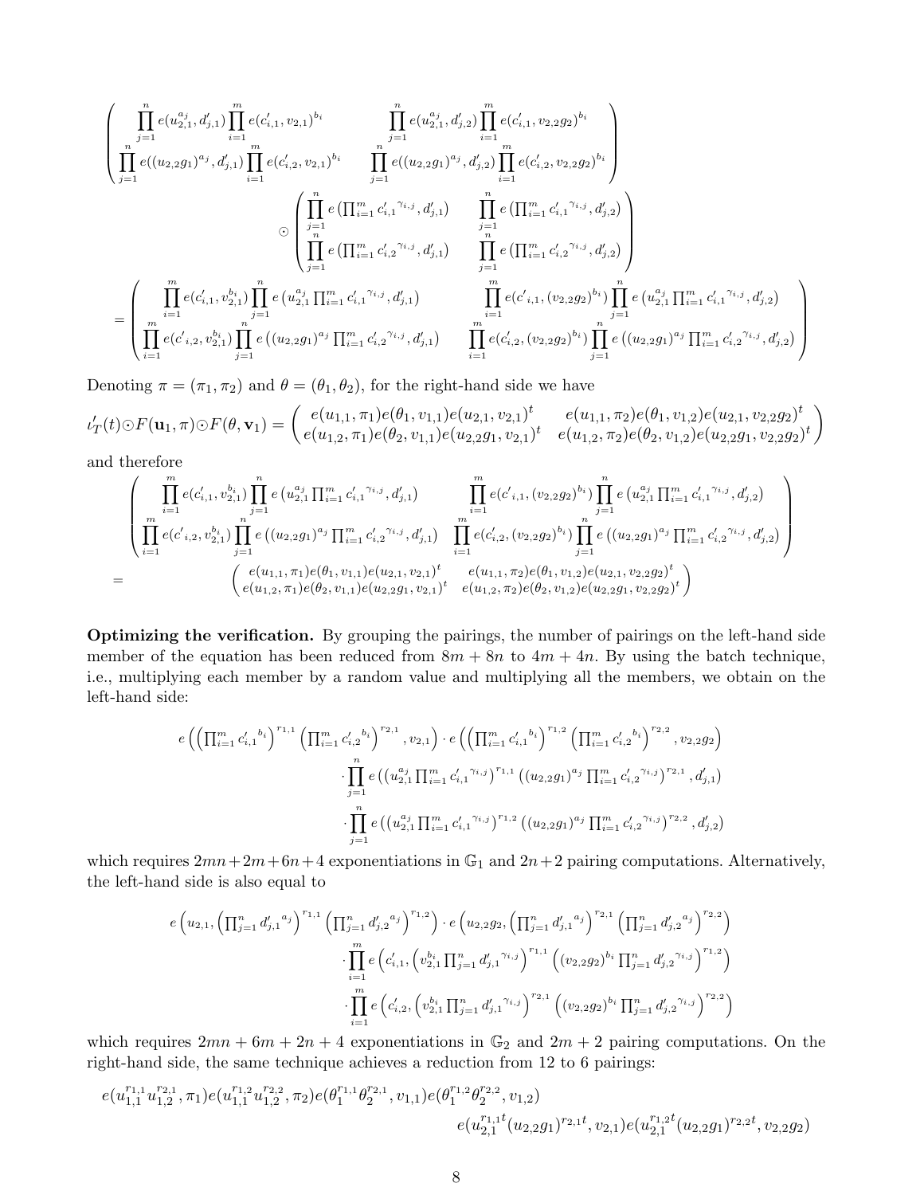$$
\begin{pmatrix}
\prod_{j=1}^{n} e(u_{2,1}^{a_j}, d'_{j,1}) \prod_{i=1}^{m} e(c'_{i,1}, v_{2,1})^{b_i} & \prod_{j=1}^{n} e(u_{2,1}^{a_j}, d'_{j,2}) \prod_{i=1}^{m} e(c'_{i,1}, v_{2,2}g_2)^{b_i} \\
\prod_{j=1}^{n} e((u_{2,2}g_1)^{a_j}, d'_{j,1}) \prod_{i=1}^{m} e(c'_{i,2}, v_{2,1})^{b_i} & \prod_{j=1}^{n} e((u_{2,2}g_1)^{a_j}, d'_{j,2}) \prod_{i=1}^{m} e(c'_{i,2}, v_{2,2}g_2)^{b_i}
\end{pmatrix}
$$

$$
\odot \begin{pmatrix}
\prod_{j=1}^{n} e\left(\prod_{i=1}^{m} {c'_{i,1}}^{\gamma_{i,j}}, d'_{j,1}\right) & \prod_{j=1}^{n} e\left(\prod_{i=1}^{m} {c'_{i,1}}^{\gamma_{i,j}}, d'_{j,2}\right) \\
\prod_{j=1}^{n} e\left(\prod_{i=1}^{m} {c'_{i,2}}^{\gamma_{i,j}}, d'_{j,1}\right) & \prod_{j=1}^{n} e\left(\prod_{i=1}^{m} {c'_{i,2}}^{\gamma_{i,j}}, d'_{j,2}\right)
\end{pmatrix}
$$

$$
= \begin{pmatrix}
\prod_{i=1}^{m} e(c'_{i,1}, v_{2,1}^{b_i}) \prod_{j=1}^{n} e\left(u_{2,1}^{a_j} \prod_{i=1}^{m} {c'_{i,1}}^{\gamma_{i,j}}, d'_{j,1}\right) & \prod_{i=1}^{m} e({c'}_{i,1}, (v_{2,2}g_2)^{b_i}) \prod_{j=1}^{n} e\left(u_{2,1}^{a_j} \prod_{i=1}^{m} {c'_{i,1}}^{\gamma_{i,j}}, d'_{j,2}\right) \\
\prod_{i=1}^{m} e({c'}_{i,2}, v_{2,1}^{b_i}) \prod_{j=1}^{n} e\left((u_{2,2}g_1)^{a_j} \prod_{i=1}^{m} {c'_{i,2}}^{\gamma_{i,j}}, d'_{j,1}\right) & \prod_{i=1}^{m} e(c'_{i,2}, (v_{2,2}g_2)^{b_i}) \prod_{j=1}^{n} e\left((u_{2,2}g_1)^{a_j} \prod_{i=1}^{m} {c'_{i,2}}^{\gamma_{i,j}}, d'_{j,2}\right)
\end{pmatrix}
$$

Denoting $\pi = (\pi_1, \pi_2)$ and $\theta = (\theta_1, \theta_2)$, for the right-hand side we have

$$
\iota'_T(t) \odot F(\mathbf{u}_1, \pi) \odot F(\theta, \mathbf{v}_1) = \begin{pmatrix}
e(u_{1,1}, \pi_1)e(\theta_1, v_{1,1})e(u_{2,1}, v_{2,1})^t & e(u_{1,1}, \pi_2)e(\theta_1, v_{1,2})e(u_{2,1}, v_{2,2}g_2)^t \\
e(u_{1,2}, \pi_1)e(\theta_2, v_{1,1})e(u_{2,2}g_1, v_{2,1})^t & e(u_{1,2}, \pi_2)e(\theta_2, v_{1,2})e(u_{2,2}g_1, v_{2,2}g_2)^t
\end{pmatrix}
$$

and therefore

$$
\begin{pmatrix}
\prod_{i=1}^{m} e(c'_{i,1}, v_{2,1}^{b_i}) \prod_{j=1}^{n} e\left(u_{2,1}^{a_j} \prod_{i=1}^{m} {c'_{i,1}}^{\gamma_{i,j}}, d'_{j,1}\right) & \prod_{i=1}^{m} e({c'}_{i,1}, (v_{2,2}g_2)^{b_i}) \prod_{j=1}^{n} e\left(u_{2,1}^{a_j} \prod_{i=1}^{m} {c'_{i,1}}^{\gamma_{i,j}}, d'_{j,2}\right) \\
\prod_{i=1}^{m} e({c'}_{i,2}, v_{2,1}^{b_i}) \prod_{j=1}^{n} e\left((u_{2,2}g_1)^{a_j} \prod_{i=1}^{m} {c'_{i,2}}^{\gamma_{i,j}}, d'_{j,1}\right) & \prod_{i=1}^{m} e(c'_{i,2}, (v_{2,2}g_2)^{b_i}) \prod_{j=1}^{n} e\left((u_{2,2}g_1)^{a_j} \prod_{i=1}^{m} {c'_{i,2}}^{\gamma_{i,j}}, d'_{j,2}\right)
\end{pmatrix}
$$

$$
= \begin{pmatrix}
e(u_{1,1}, \pi_1)e(\theta_1, v_{1,1})e(u_{2,1}, v_{2,1})^t & e(u_{1,1}, \pi_2)e(\theta_1, v_{1,2})e(u_{2,1}, v_{2,2}g_2)^t \\
e(u_{1,2}, \pi_1)e(\theta_2, v_{1,1})e(u_{2,2}g_1, v_{2,1})^t & e(u_{1,2}, \pi_2)e(\theta_2, v_{1,2})e(u_{2,2}g_1, v_{2,2}g_2)^t
\end{pmatrix}
$$

**Optimizing the verification.** By grouping the pairings, the number of pairings on the left-hand side member of the equation has been reduced from $8m + 8n$ to $4m + 4n$. By using the batch technique, i.e., multiplying each member by a random value and multiplying all the members, we obtain on the left-hand side:

$$
\begin{aligned}
e\left(\left(\prod_{i=1}^{m} {c'_{i,1}}^{b_i}\right)^{r_{1,1}} \left(\prod_{i=1}^{m} {c'_{i,2}}^{b_i}\right)^{r_{2,1}}, v_{2,1}\right) \cdot e\left(\left(\prod_{i=1}^{m} {c'_{i,1}}^{b_i}\right)^{r_{1,2}} \left(\prod_{i=1}^{m} {c'_{i,2}}^{b_i}\right)^{r_{2,2}}, v_{2,2}g_2\right) \\
\cdot \prod_{j=1}^{n} e\left(\left(u_{2,1}^{a_j} \prod_{i=1}^{m} {c'_{i,1}}^{\gamma_{i,j}}\right)^{r_{1,1}} \left((u_{2,2}g_1)^{a_j} \prod_{i=1}^{m} {c'_{i,2}}^{\gamma_{i,j}}\right)^{r_{2,1}}, d'_{j,1}\right) \\
\cdot \prod_{j=1}^{n} e\left(\left(u_{2,1}^{a_j} \prod_{i=1}^{m} {c'_{i,1}}^{\gamma_{i,j}}\right)^{r_{1,2}} \left((u_{2,2}g_1)^{a_j} \prod_{i=1}^{m} {c'_{i,2}}^{\gamma_{i,j}}\right)^{r_{2,2}}, d'_{j,2}\right)
\end{aligned}
$$

which requires $2mn+2m+6n+4$ exponentiations in $\mathbb{G}_1$ and $2n+2$ pairing computations. Alternatively, the left-hand side is also equal to

$$
\begin{aligned}
e\left(u_{2,1}, \left(\prod_{j=1}^{n} {d'_{j,1}}^{a_j}\right)^{r_{1,1}} \left(\prod_{j=1}^{n} {d'_{j,2}}^{a_j}\right)^{r_{1,2}}\right) \cdot e\left(u_{2,2}g_2, \left(\prod_{j=1}^{n} {d'_{j,1}}^{a_j}\right)^{r_{2,1}} \left(\prod_{j=1}^{n} {d'_{j,2}}^{a_j}\right)^{r_{2,2}}\right) \\
\cdot \prod_{i=1}^{m} e\left(c'_{i,1}, \left(v_{2,1}^{b_i} \prod_{j=1}^{n} {d'_{j,1}}^{\gamma_{i,j}}\right)^{r_{1,1}} \left((v_{2,2}g_2)^{b_i} \prod_{j=1}^{n} {d'_{j,2}}^{\gamma_{i,j}}\right)^{r_{1,2}}\right) \\
\cdot \prod_{i=1}^{m} e\left(c'_{i,2}, \left(v_{2,1}^{b_i} \prod_{j=1}^{n} {d'_{j,1}}^{\gamma_{i,j}}\right)^{r_{2,1}} \left((v_{2,2}g_2)^{b_i} \prod_{j=1}^{n} {d'_{j,2}}^{\gamma_{i,j}}\right)^{r_{2,2}}\right)
\end{aligned}
$$

which requires $2mn + 6m + 2n + 4$ exponentiations in $\mathbb{G}_2$ and $2m + 2$ pairing computations. On the right-hand side, the same technique achieves a reduction from 12 to 6 pairings:

$$
\begin{aligned}
e(u_{1,1}^{r_{1,1}} u_{1,2}^{r_{2,1}}, \pi_1) e(u_{1,1}^{r_{1,2}} u_{1,2}^{r_{2,2}}, \pi_2) e(\theta_1^{r_{1,1}} \theta_2^{r_{2,1}}, v_{1,1}) e(\theta_1^{r_{1,2}} \theta_2^{r_{2,2}}, v_{1,2}) \\
e(u_{2,1}^{r_{1,1}t} (u_{2,2}g_1)^{r_{2,1}t}, v_{2,1}) e(u_{2,1}^{r_{1,2}t} (u_{2,2}g_1)^{r_{2,2}t}, v_{2,2}g_2)
\end{aligned}
$$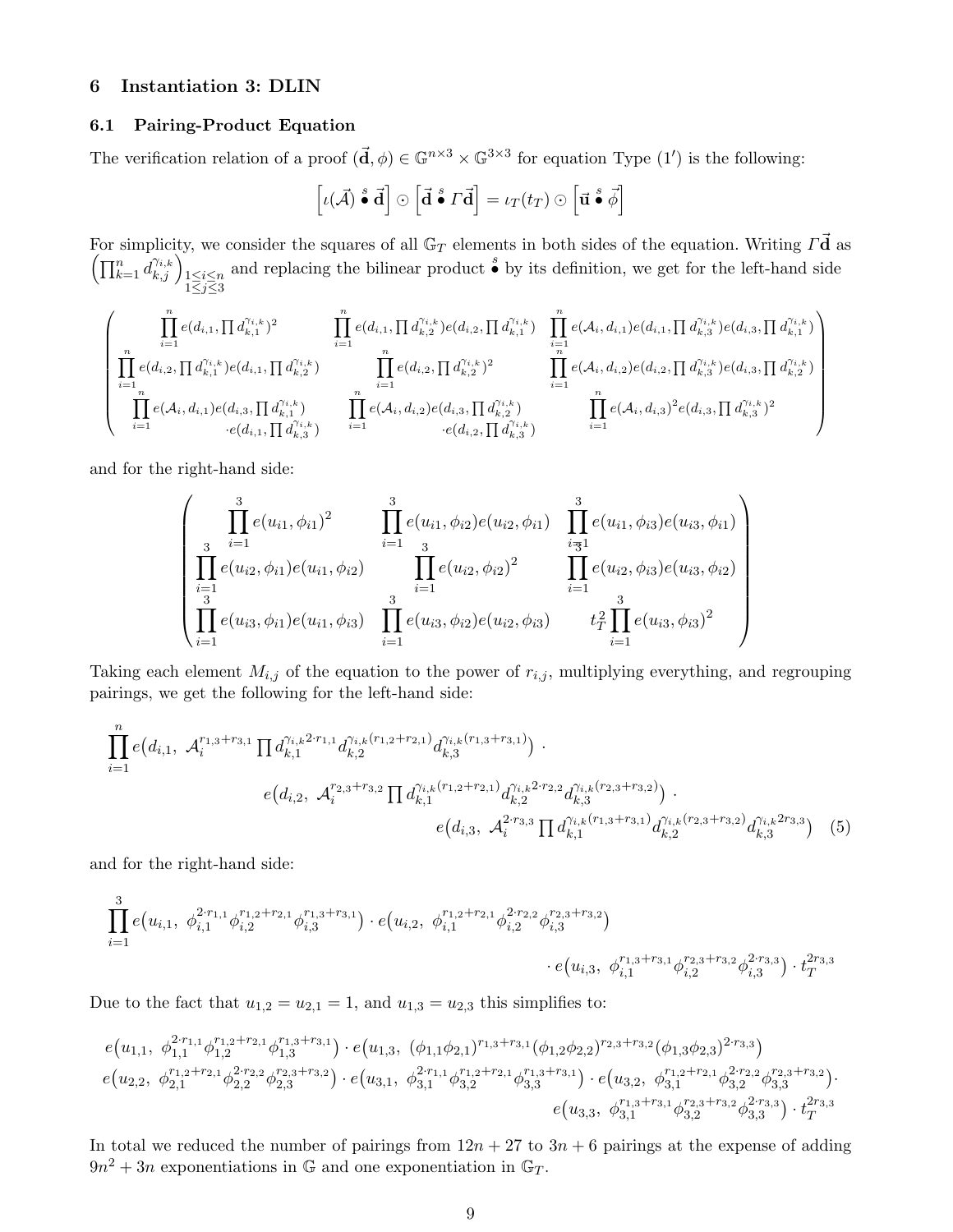## 6 Instantiation 3: DLIN

### 6.1 Pairing-Product Equation

The verification relation of a proof $(\vec{\mathbf{d}}, \phi) \in \mathbb{G}^{n\times 3} \times \mathbb{G}^{3\times 3}$ for equation Type $(1')$ is the following:

$$\left[\iota(\vec{\mathcal{A}}) \overset{s}{\bullet} \vec{\mathbf{d}}\right] \odot \left[\vec{\mathbf{d}} \overset{s}{\bullet} \Gamma\vec{\mathbf{d}}\right] = \iota_T(t_T) \odot \left[\vec{\mathbf{u}} \overset{s}{\bullet} \vec{\phi}\right]$$

For simplicity, we consider the squares of all $\mathbb{G}_T$ elements in both sides of the equation. Writing $\Gamma\vec{\mathbf{d}}$ as $\left(\prod_{k=1}^{n} d_{k,j}^{\gamma_{i,k}}\right)_{\substack{1\le i\le n\\ 1\le j\le 3}}$ and replacing the bilinear product $\overset{s}{\bullet}$ by its definition, we get for the left-hand side

$$\begin{pmatrix}
\prod_{i=1}^{n} e(d_{i,1}, \prod d_{k,1}^{\gamma_{i,k}})^2 & \prod_{i=1}^{n} e(d_{i,1}, \prod d_{k,2}^{\gamma_{i,k}})e(d_{i,2}, \prod d_{k,1}^{\gamma_{i,k}}) & \prod_{i=1}^{n} e(\mathcal{A}_i, d_{i,1})e(d_{i,1}, \prod d_{k,3}^{\gamma_{i,k}})e(d_{i,3}, \prod d_{k,1}^{\gamma_{i,k}}) \\
\prod_{i=1}^{n} e(d_{i,2}, \prod d_{k,1}^{\gamma_{i,k}})e(d_{i,1}, \prod d_{k,2}^{\gamma_{i,k}}) & \prod_{i=1}^{n} e(d_{i,2}, \prod d_{k,2}^{\gamma_{i,k}})^2 & \prod_{i=1}^{n} e(\mathcal{A}_i, d_{i,2})e(d_{i,2}, \prod d_{k,3}^{\gamma_{i,k}})e(d_{i,3}, \prod d_{k,2}^{\gamma_{i,k}}) \\
\prod_{i=1}^{n} e(\mathcal{A}_i, d_{i,1})e(d_{i,3}, \prod d_{k,1}^{\gamma_{i,k}}) \cdot e(d_{i,1}, \prod d_{k,3}^{\gamma_{i,k}}) & \prod_{i=1}^{n} e(\mathcal{A}_i, d_{i,2})e(d_{i,3}, \prod d_{k,2}^{\gamma_{i,k}}) \cdot e(d_{i,2}, \prod d_{k,3}^{\gamma_{i,k}}) & \prod_{i=1}^{n} e(\mathcal{A}_i, d_{i,3})^2 e(d_{i,3}, \prod d_{k,3}^{\gamma_{i,k}})^2
\end{pmatrix}$$

and for the right-hand side:

$$\begin{pmatrix}
\prod_{i=1}^{3} e(u_{i1}, \phi_{i1})^2 & \prod_{i=1}^{3} e(u_{i1}, \phi_{i2})e(u_{i2}, \phi_{i1}) & \prod_{i=1}^{3} e(u_{i1}, \phi_{i3})e(u_{i3}, \phi_{i1}) \\
\prod_{i=1}^{3} e(u_{i2}, \phi_{i1})e(u_{i1}, \phi_{i2}) & \prod_{i=1}^{3} e(u_{i2}, \phi_{i2})^2 & \prod_{i=1}^{3} e(u_{i2}, \phi_{i3})e(u_{i3}, \phi_{i2}) \\
\prod_{i=1}^{3} e(u_{i3}, \phi_{i1})e(u_{i1}, \phi_{i3}) & \prod_{i=1}^{3} e(u_{i3}, \phi_{i2})e(u_{i2}, \phi_{i3}) & t_T^2 \prod_{i=1}^{3} e(u_{i3}, \phi_{i3})^2
\end{pmatrix}$$

Taking each element $M_{i,j}$ of the equation to the power of $r_{i,j}$, multiplying everything, and regrouping pairings, we get the following for the left-hand side:

$$\begin{aligned}
\prod_{i=1}^{n} e\big(d_{i,1},\ \mathcal{A}_i^{r_{1,3}+r_{3,1}} \prod d_{k,1}^{\gamma_{i,k} 2\cdot r_{1,1}} d_{k,2}^{\gamma_{i,k}(r_{1,2}+r_{2,1})} d_{k,3}^{\gamma_{i,k}(r_{1,3}+r_{3,1})}\big)\ \cdot \\
e\big(d_{i,2},\ \mathcal{A}_i^{r_{2,3}+r_{3,2}} \prod d_{k,1}^{\gamma_{i,k}(r_{1,2}+r_{2,1})} d_{k,2}^{\gamma_{i,k} 2\cdot r_{2,2}} d_{k,3}^{\gamma_{i,k}(r_{2,3}+r_{3,2})}\big)\ \cdot \\
e\big(d_{i,3},\ \mathcal{A}_i^{2\cdot r_{3,3}} \prod d_{k,1}^{\gamma_{i,k}(r_{1,3}+r_{3,1})} d_{k,2}^{\gamma_{i,k}(r_{2,3}+r_{3,2})} d_{k,3}^{\gamma_{i,k} 2 r_{3,3}}\big)
\end{aligned} \tag{5}$$

and for the right-hand side:

$$\begin{aligned}
\prod_{i=1}^{3} e\big(u_{i,1},\ \phi_{i,1}^{2\cdot r_{1,1}} \phi_{i,2}^{r_{1,2}+r_{2,1}} \phi_{i,3}^{r_{1,3}+r_{3,1}}\big) \cdot e\big(u_{i,2},\ \phi_{i,1}^{r_{1,2}+r_{2,1}} \phi_{i,2}^{2\cdot r_{2,2}} \phi_{i,3}^{r_{2,3}+r_{3,2}}\big) \\
\cdot\, e\big(u_{i,3},\ \phi_{i,1}^{r_{1,3}+r_{3,1}} \phi_{i,2}^{r_{2,3}+r_{3,2}} \phi_{i,3}^{2\cdot r_{3,3}}\big) \cdot t_T^{2 r_{3,3}}
\end{aligned}$$

Due to the fact that $u_{1,2} = u_{2,1} = 1$, and $u_{1,3} = u_{2,3}$ this simplifies to:

$$\begin{aligned}
&e\big(u_{1,1},\ \phi_{1,1}^{2\cdot r_{1,1}} \phi_{1,2}^{r_{1,2}+r_{2,1}} \phi_{1,3}^{r_{1,3}+r_{3,1}}\big) \cdot e\big(u_{1,3},\ (\phi_{1,1}\phi_{2,1})^{r_{1,3}+r_{3,1}} (\phi_{1,2}\phi_{2,2})^{r_{2,3}+r_{3,2}} (\phi_{1,3}\phi_{2,3})^{2\cdot r_{3,3}}\big) \\
&e\big(u_{2,2},\ \phi_{2,1}^{r_{1,2}+r_{2,1}} \phi_{2,2}^{2\cdot r_{2,2}} \phi_{2,3}^{r_{2,3}+r_{3,2}}\big) \cdot e\big(u_{3,1},\ \phi_{3,1}^{2\cdot r_{1,1}} \phi_{3,2}^{r_{1,2}+r_{2,1}} \phi_{3,3}^{r_{1,3}+r_{3,1}}\big) \cdot e\big(u_{3,2},\ \phi_{3,1}^{r_{1,2}+r_{2,1}} \phi_{3,2}^{2\cdot r_{2,2}} \phi_{3,3}^{r_{2,3}+r_{3,2}}\big) \cdot \\
&e\big(u_{3,3},\ \phi_{3,1}^{r_{1,3}+r_{3,1}} \phi_{3,2}^{r_{2,3}+r_{3,2}} \phi_{3,3}^{2\cdot r_{3,3}}\big) \cdot t_T^{2 r_{3,3}}
\end{aligned}$$

In total we reduced the number of pairings from $12n + 27$ to $3n + 6$ pairings at the expense of adding $9n^2 + 3n$ exponentiations in $\mathbb{G}$ and one exponentiation in $\mathbb{G}_T$.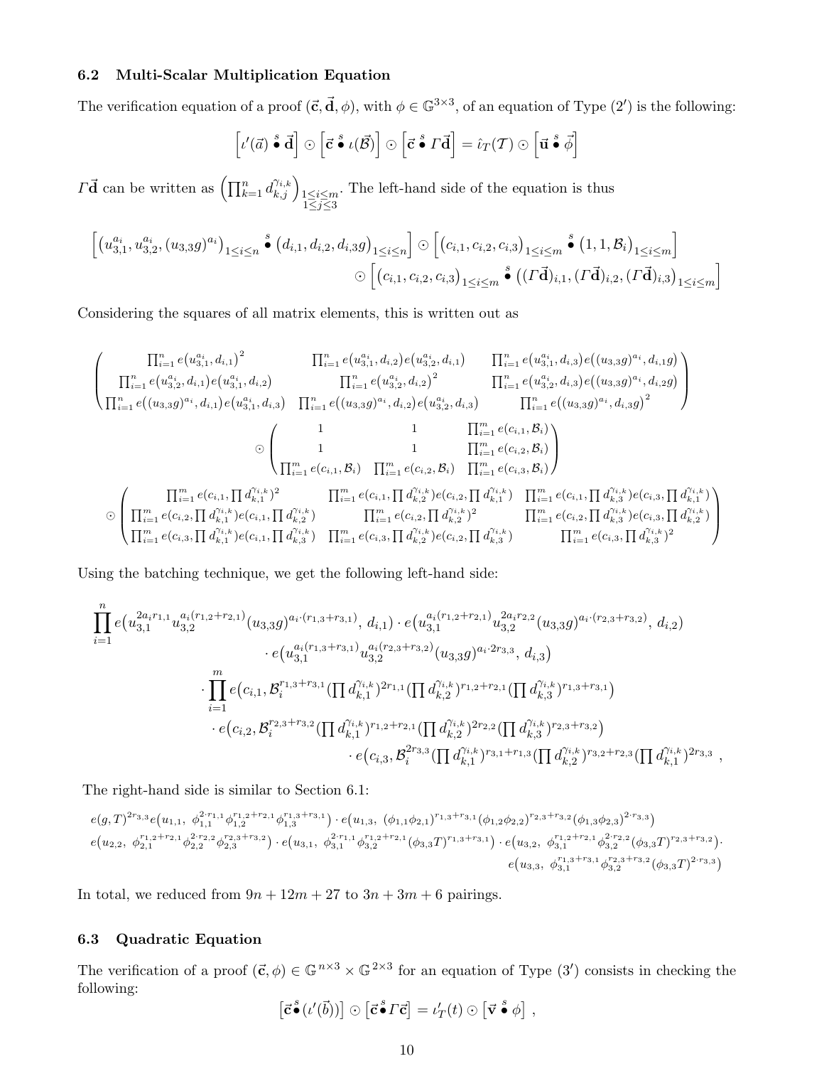### 6.2 Multi-Scalar Multiplication Equation

The verification equation of a proof $(\vec{\mathbf{c}}, \vec{\mathbf{d}}, \phi)$, with $\phi \in \mathbb{G}^{3\times 3}$, of an equation of Type $(2')$ is the following:

$$\left[\iota'(\vec{a}) \overset{s}{\bullet} \vec{\mathbf{d}}\right] \odot \left[\vec{\mathbf{c}} \overset{s}{\bullet} \iota(\vec{\mathcal{B}})\right] \odot \left[\vec{\mathbf{c}} \overset{s}{\bullet} \Gamma \vec{\mathbf{d}}\right] = \hat{\iota}_T(\mathcal{T}) \odot \left[\vec{\mathbf{u}} \overset{s}{\bullet} \vec{\phi}\right]$$

$\Gamma\vec{\mathbf{d}}$ can be written as $\left(\prod_{k=1}^n d_{k,j}^{\gamma_{i,k}}\right)_{\substack{1\le i\le m\\ 1\le j\le 3}}$. The left-hand side of the equation is thus

$$\left[\left(u_{3,1}^{a_i}, u_{3,2}^{a_i}, (u_{3,3}g)^{a_i}\right)_{1\le i\le n} \overset{s}{\bullet} \left(d_{i,1}, d_{i,2}, d_{i,3}g\right)_{1\le i\le n}\right] \odot \left[\left(c_{i,1}, c_{i,2}, c_{i,3}\right)_{1\le i\le m} \overset{s}{\bullet} \left(1, 1, \mathcal{B}_i\right)_{1\le i\le m}\right]$$
$$\odot \left[\left(c_{i,1}, c_{i,2}, c_{i,3}\right)_{1\le i\le m} \overset{s}{\bullet} \left((\Gamma\vec{\mathbf{d}})_{i,1}, (\Gamma\vec{\mathbf{d}})_{i,2}, (\Gamma\vec{\mathbf{d}})_{i,3}\right)_{1\le i\le m}\right]$$

Considering the squares of all matrix elements, this is written out as

$$\begin{pmatrix}
\prod_{i=1}^n e(u_{3,1}^{a_i}, d_{i,1})^2 & \prod_{i=1}^n e(u_{3,1}^{a_i}, d_{i,2}) e(u_{3,2}^{a_i}, d_{i,1}) & \prod_{i=1}^n e(u_{3,1}^{a_i}, d_{i,3}) e((u_{3,3}g)^{a_i}, d_{i,1}g) \\
\prod_{i=1}^n e(u_{3,2}^{a_i}, d_{i,1}) e(u_{3,1}^{a_i}, d_{i,2}) & \prod_{i=1}^n e(u_{3,2}^{a_i}, d_{i,2})^2 & \prod_{i=1}^n e(u_{3,2}^{a_i}, d_{i,3}) e((u_{3,3}g)^{a_i}, d_{i,2}g) \\
\prod_{i=1}^n e((u_{3,3}g)^{a_i}, d_{i,1}) e(u_{3,1}^{a_i}, d_{i,3}) & \prod_{i=1}^n e((u_{3,3}g)^{a_i}, d_{i,2}) e(u_{3,2}^{a_i}, d_{i,3}) & \prod_{i=1}^n e((u_{3,3}g)^{a_i}, d_{i,3}g)^2
\end{pmatrix}$$
$$\odot \begin{pmatrix}
1 & 1 & \prod_{i=1}^m e(c_{i,1}, \mathcal{B}_i) \\
1 & 1 & \prod_{i=1}^m e(c_{i,2}, \mathcal{B}_i) \\
\prod_{i=1}^m e(c_{i,1}, \mathcal{B}_i) & \prod_{i=1}^m e(c_{i,2}, \mathcal{B}_i) & \prod_{i=1}^m e(c_{i,3}, \mathcal{B}_i)
\end{pmatrix}$$
$$\odot \begin{pmatrix}
\prod_{i=1}^m e(c_{i,1}, \prod d_{k,1}^{\gamma_{i,k}})^2 & \prod_{i=1}^m e(c_{i,1}, \prod d_{k,2}^{\gamma_{i,k}}) e(c_{i,2}, \prod d_{k,1}^{\gamma_{i,k}}) & \prod_{i=1}^m e(c_{i,1}, \prod d_{k,3}^{\gamma_{i,k}}) e(c_{i,3}, \prod d_{k,1}^{\gamma_{i,k}}) \\
\prod_{i=1}^m e(c_{i,2}, \prod d_{k,1}^{\gamma_{i,k}}) e(c_{i,1}, \prod d_{k,2}^{\gamma_{i,k}}) & \prod_{i=1}^m e(c_{i,2}, \prod d_{k,2}^{\gamma_{i,k}})^2 & \prod_{i=1}^m e(c_{i,2}, \prod d_{k,3}^{\gamma_{i,k}}) e(c_{i,3}, \prod d_{k,2}^{\gamma_{i,k}}) \\
\prod_{i=1}^m e(c_{i,3}, \prod d_{k,1}^{\gamma_{i,k}}) e(c_{i,1}, \prod d_{k,3}^{\gamma_{i,k}}) & \prod_{i=1}^m e(c_{i,3}, \prod d_{k,2}^{\gamma_{i,k}}) e(c_{i,2}, \prod d_{k,3}^{\gamma_{i,k}}) & \prod_{i=1}^m e(c_{i,3}, \prod d_{k,3}^{\gamma_{i,k}})^2
\end{pmatrix}$$

Using the batching technique, we get the following left-hand side:

$$\prod_{i=1}^n e\big(u_{3,1}^{2a_i r_{1,1}} u_{3,2}^{a_i(r_{1,2}+r_{2,1})} (u_{3,3}g)^{a_i\cdot(r_{1,3}+r_{3,1})},\, d_{i,1}\big) \cdot e\big(u_{3,1}^{a_i(r_{1,2}+r_{2,1})} u_{3,2}^{2a_i r_{2,2}} (u_{3,3}g)^{a_i\cdot(r_{2,3}+r_{3,2})},\, d_{i,2}\big)$$
$$\cdot\, e\big(u_{3,1}^{a_i(r_{1,3}+r_{3,1})} u_{3,2}^{a_i(r_{2,3}+r_{3,2})} (u_{3,3}g)^{a_i\cdot 2r_{3,3}},\, d_{i,3}\big)$$
$$\cdot \prod_{i=1}^m e\big(c_{i,1}, \mathcal{B}_i^{r_{1,3}+r_{3,1}} (\textstyle\prod d_{k,1}^{\gamma_{i,k}})^{2r_{1,1}} (\prod d_{k,2}^{\gamma_{i,k}})^{r_{1,2}+r_{2,1}} (\prod d_{k,3}^{\gamma_{i,k}})^{r_{1,3}+r_{3,1}}\big)$$
$$\cdot\, e\big(c_{i,2}, \mathcal{B}_i^{r_{2,3}+r_{3,2}} (\textstyle\prod d_{k,1}^{\gamma_{i,k}})^{r_{1,2}+r_{2,1}} (\prod d_{k,2}^{\gamma_{i,k}})^{2r_{2,2}} (\prod d_{k,3}^{\gamma_{i,k}})^{r_{2,3}+r_{3,2}}\big)$$
$$\cdot\, e\big(c_{i,3}, \mathcal{B}_i^{2r_{3,3}} (\textstyle\prod d_{k,1}^{\gamma_{i,k}})^{r_{3,1}+r_{1,3}} (\prod d_{k,2}^{\gamma_{i,k}})^{r_{3,2}+r_{2,3}} (\prod d_{k,1}^{\gamma_{i,k}})^{2r_{3,3}}\big)\;,$$

The right-hand side is similar to Section 6.1:

$$e(g,T)^{2r_{3,3}} e\big(u_{1,1},\ \phi_{1,1}^{2\cdot r_{1,1}} \phi_{1,2}^{r_{1,2}+r_{2,1}} \phi_{1,3}^{r_{1,3}+r_{3,1}}\big) \cdot e\big(u_{1,3},\ (\phi_{1,1}\phi_{2,1})^{r_{1,3}+r_{3,1}} (\phi_{1,2}\phi_{2,2})^{r_{2,3}+r_{3,2}} (\phi_{1,3}\phi_{2,3})^{2\cdot r_{3,3}}\big)$$
$$e\big(u_{2,2},\ \phi_{2,1}^{r_{1,2}+r_{2,1}} \phi_{2,2}^{2\cdot r_{2,2}} \phi_{2,3}^{r_{2,3}+r_{3,2}}\big) \cdot e\big(u_{3,1},\ \phi_{3,1}^{2\cdot r_{1,1}} \phi_{3,2}^{r_{1,2}+r_{2,1}} (\phi_{3,3}T)^{r_{1,3}+r_{3,1}}\big) \cdot e\big(u_{3,2},\ \phi_{3,1}^{r_{1,2}+r_{2,1}} \phi_{3,2}^{2\cdot r_{2,2}} (\phi_{3,3}T)^{r_{2,3}+r_{3,2}}\big) \cdot$$
$$e\big(u_{3,3},\ \phi_{3,1}^{r_{1,3}+r_{3,1}} \phi_{3,2}^{r_{2,3}+r_{3,2}} (\phi_{3,3}T)^{2\cdot r_{3,3}}\big)$$

In total, we reduced from $9n + 12m + 27$ to $3n + 3m + 6$ pairings.

### 6.3 Quadratic Equation

The verification of a proof $(\vec{\mathbf{c}}, \phi) \in \mathbb{G}^{n\times 3} \times \mathbb{G}^{2\times 3}$ for an equation of Type $(3')$ consists in checking the following:

$$\left[\vec{\mathbf{c}} \overset{s}{\bullet} (\iota'(\vec{b}))\right] \odot \left[\vec{\mathbf{c}} \overset{s}{\bullet} \Gamma \vec{\mathbf{c}}\right] = \iota'_T(t) \odot \left[\vec{\mathbf{v}} \overset{s}{\bullet} \phi\right]\;,$$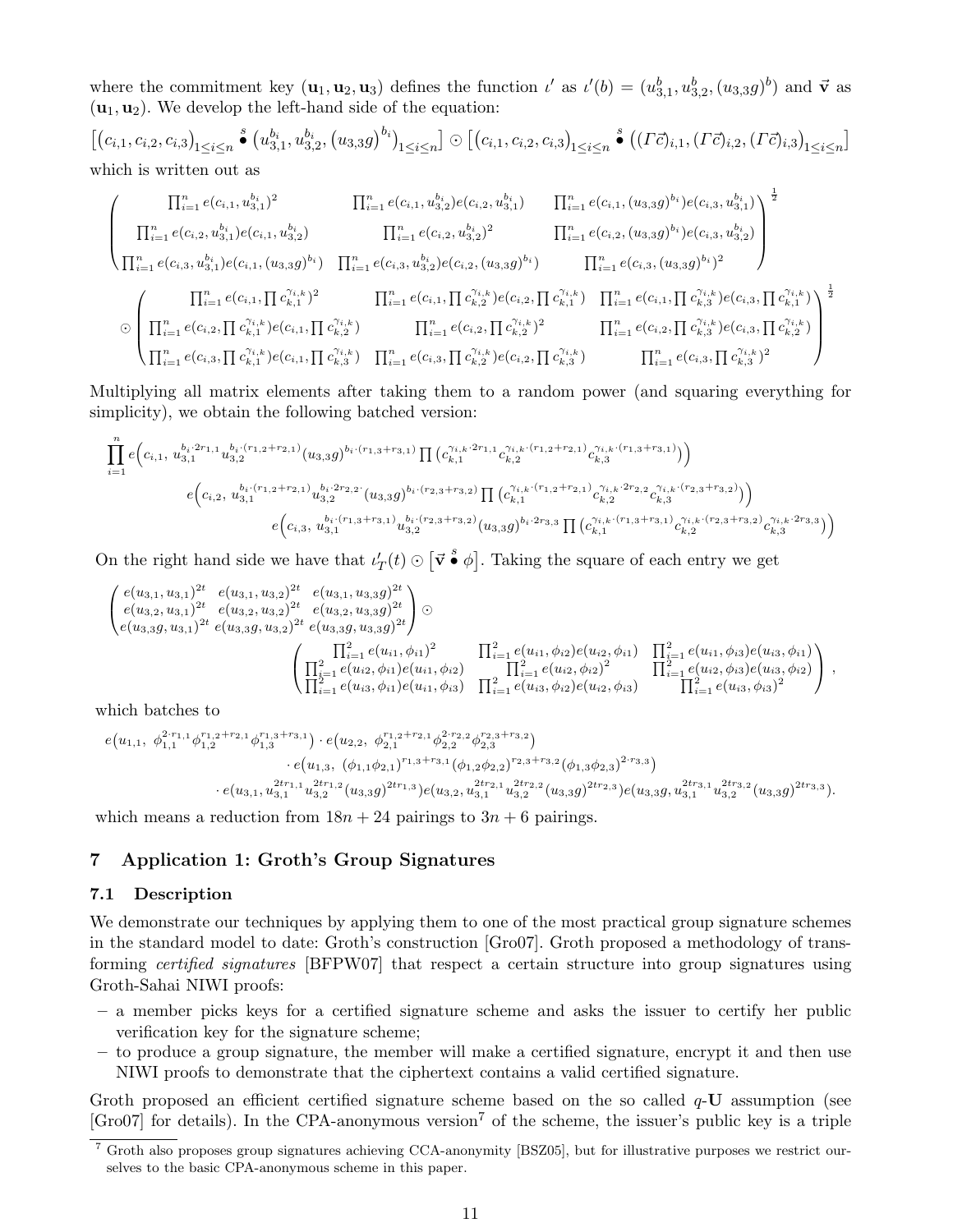where the commitment key $(\mathbf{u}_1, \mathbf{u}_2, \mathbf{u}_3)$ defines the function $\iota'$ as $\iota'(b) = (u_{3,1}^b, u_{3,2}^b, (u_{3,3}g)^b)$ and $\vec{\mathbf{v}}$ as $(\mathbf{u}_1, \mathbf{u}_2)$. We develop the left-hand side of the equation:

$$\left[(c_{i,1}, c_{i,2}, c_{i,3})_{1\le i\le n} \overset{s}{\bullet} \left(u_{3,1}^{b_i}, u_{3,2}^{b_i}, (u_{3,3}g)^{b_i}\right)_{1\le i\le n}\right] \odot \left[(c_{i,1}, c_{i,2}, c_{i,3})_{1\le i\le n} \overset{s}{\bullet} \left((\Gamma\vec{c})_{i,1}, (\Gamma\vec{c})_{i,2}, (\Gamma\vec{c})_{i,3}\right)_{1\le i\le n}\right]$$

which is written out as

$$\begin{pmatrix} \prod_{i=1}^n e(c_{i,1}, u_{3,1}^{b_i})^2 & \prod_{i=1}^n e(c_{i,1}, u_{3,2}^{b_i}) e(c_{i,2}, u_{3,1}^{b_i}) & \prod_{i=1}^n e(c_{i,1}, (u_{3,3}g)^{b_i}) e(c_{i,3}, u_{3,1}^{b_i}) \\ \prod_{i=1}^n e(c_{i,2}, u_{3,1}^{b_i}) e(c_{i,1}, u_{3,2}^{b_i}) & \prod_{i=1}^n e(c_{i,2}, u_{3,2}^{b_i})^2 & \prod_{i=1}^n e(c_{i,2}, (u_{3,3}g)^{b_i}) e(c_{i,3}, u_{3,2}^{b_i}) \\ \prod_{i=1}^n e(c_{i,3}, u_{3,1}^{b_i}) e(c_{i,1}, (u_{3,3}g)^{b_i}) & \prod_{i=1}^n e(c_{i,3}, u_{3,2}^{b_i}) e(c_{i,2}, (u_{3,3}g)^{b_i}) & \prod_{i=1}^n e(c_{i,3}, (u_{3,3}g)^{b_i})^2 \end{pmatrix}^{\frac{1}{2}}$$

$$\odot \begin{pmatrix} \prod_{i=1}^n e(c_{i,1}, \prod c_{k,1}^{\gamma_{i,k}})^2 & \prod_{i=1}^n e(c_{i,1}, \prod c_{k,2}^{\gamma_{i,k}}) e(c_{i,2}, \prod c_{k,1}^{\gamma_{i,k}}) & \prod_{i=1}^n e(c_{i,1}, \prod c_{k,3}^{\gamma_{i,k}}) e(c_{i,3}, \prod c_{k,1}^{\gamma_{i,k}}) \\ \prod_{i=1}^n e(c_{i,2}, \prod c_{k,1}^{\gamma_{i,k}}) e(c_{i,1}, \prod c_{k,2}^{\gamma_{i,k}}) & \prod_{i=1}^n e(c_{i,2}, \prod c_{k,2}^{\gamma_{i,k}})^2 & \prod_{i=1}^n e(c_{i,2}, \prod c_{k,3}^{\gamma_{i,k}}) e(c_{i,3}, \prod c_{k,2}^{\gamma_{i,k}}) \\ \prod_{i=1}^n e(c_{i,3}, \prod c_{k,1}^{\gamma_{i,k}}) e(c_{i,1}, \prod c_{k,3}^{\gamma_{i,k}}) & \prod_{i=1}^n e(c_{i,3}, \prod c_{k,2}^{\gamma_{i,k}}) e(c_{i,2}, \prod c_{k,3}^{\gamma_{i,k}}) & \prod_{i=1}^n e(c_{i,3}, \prod c_{k,3}^{\gamma_{i,k}})^2 \end{pmatrix}^{\frac{1}{2}}$$

Multiplying all matrix elements after taking them to a random power (and squaring everything for simplicity), we obtain the following batched version:

$$\prod_{i=1}^n e\Big(c_{i,1},\ u_{3,1}^{b_i\cdot 2r_{1,1}} u_{3,2}^{b_i\cdot(r_{1,2}+r_{2,1})} (u_{3,3}g)^{b_i\cdot(r_{1,3}+r_{3,1})} \prod \big(c_{k,1}^{\gamma_{i,k}\cdot 2r_{1,1}} c_{k,2}^{\gamma_{i,k}\cdot(r_{1,2}+r_{2,1})} c_{k,3}^{\gamma_{i,k}\cdot(r_{1,3}+r_{3,1})}\big)\Big)$$
$$e\Big(c_{i,2},\ u_{3,1}^{b_i\cdot(r_{1,2}+r_{2,1})} u_{3,2}^{b_i\cdot 2r_{2,2}} (u_{3,3}g)^{b_i\cdot(r_{2,3}+r_{3,2})} \prod \big(c_{k,1}^{\gamma_{i,k}\cdot(r_{1,2}+r_{2,1})} c_{k,2}^{\gamma_{i,k}\cdot 2r_{2,2}} c_{k,3}^{\gamma_{i,k}\cdot(r_{2,3}+r_{3,2})}\big)\Big)$$
$$e\Big(c_{i,3},\ u_{3,1}^{b_i\cdot(r_{1,3}+r_{3,1})} u_{3,2}^{b_i\cdot(r_{2,3}+r_{3,2})} (u_{3,3}g)^{b_i\cdot 2r_{3,3}} \prod \big(c_{k,1}^{\gamma_{i,k}\cdot(r_{1,3}+r_{3,1})} c_{k,2}^{\gamma_{i,k}\cdot(r_{2,3}+r_{3,2})} c_{k,3}^{\gamma_{i,k}\cdot 2r_{3,3}}\big)\Big)$$

On the right hand side we have that $\iota'_T(t) \odot \left[\vec{\mathbf{v}} \overset{s}{\bullet} \phi\right]$. Taking the square of each entry we get

$$\begin{pmatrix} e(u_{3,1}, u_{3,1})^{2t} & e(u_{3,1}, u_{3,2})^{2t} & e(u_{3,1}, u_{3,3}g)^{2t} \\ e(u_{3,2}, u_{3,1})^{2t} & e(u_{3,2}, u_{3,2})^{2t} & e(u_{3,2}, u_{3,3}g)^{2t} \\ e(u_{3,3}g, u_{3,1})^{2t} & e(u_{3,3}g, u_{3,2})^{2t} & e(u_{3,3}g, u_{3,3}g)^{2t} \end{pmatrix} \odot$$
$$\begin{pmatrix} \prod_{i=1}^2 e(u_{i1}, \phi_{i1})^2 & \prod_{i=1}^2 e(u_{i1}, \phi_{i2}) e(u_{i2}, \phi_{i1}) & \prod_{i=1}^2 e(u_{i1}, \phi_{i3}) e(u_{i3}, \phi_{i1}) \\ \prod_{i=1}^2 e(u_{i2}, \phi_{i1}) e(u_{i1}, \phi_{i2}) & \prod_{i=1}^2 e(u_{i2}, \phi_{i2})^2 & \prod_{i=1}^2 e(u_{i2}, \phi_{i3}) e(u_{i3}, \phi_{i2}) \\ \prod_{i=1}^2 e(u_{i3}, \phi_{i1}) e(u_{i1}, \phi_{i3}) & \prod_{i=1}^2 e(u_{i3}, \phi_{i2}) e(u_{i2}, \phi_{i3}) & \prod_{i=1}^2 e(u_{i3}, \phi_{i3})^2 \end{pmatrix},$$

which batches to

$$e\big(u_{1,1},\ \phi_{1,1}^{2\cdot r_{1,1}} \phi_{1,2}^{r_{1,2}+r_{2,1}} \phi_{1,3}^{r_{1,3}+r_{3,1}}\big) \cdot e\big(u_{2,2},\ \phi_{2,1}^{r_{1,2}+r_{2,1}} \phi_{2,2}^{2\cdot r_{2,2}} \phi_{2,3}^{r_{2,3}+r_{3,2}}\big)$$
$$\cdot\, e\big(u_{1,3},\ (\phi_{1,1}\phi_{2,1})^{r_{1,3}+r_{3,1}} (\phi_{1,2}\phi_{2,2})^{r_{2,3}+r_{3,2}} (\phi_{1,3}\phi_{2,3})^{2\cdot r_{3,3}}\big)$$
$$\cdot\, e(u_{3,1}, u_{3,1}^{2tr_{1,1}} u_{3,2}^{2tr_{1,2}} (u_{3,3}g)^{2tr_{1,3}}) e(u_{3,2}, u_{3,1}^{2tr_{2,1}} u_{3,2}^{2tr_{2,2}} (u_{3,3}g)^{2tr_{2,3}}) e(u_{3,3}g, u_{3,1}^{2tr_{3,1}} u_{3,2}^{2tr_{3,2}} (u_{3,3}g)^{2tr_{3,3}}).$$

which means a reduction from $18n + 24$ pairings to $3n + 6$ pairings.

## 7 Application 1: Groth's Group Signatures

### 7.1 Description

We demonstrate our techniques by applying them to one of the most practical group signature schemes in the standard model to date: Groth's construction [Gro07]. Groth proposed a methodology of transforming *certified signatures* [BFPW07] that respect a certain structure into group signatures using Groth-Sahai NIWI proofs:

- a member picks keys for a certified signature scheme and asks the issuer to certify her public verification key for the signature scheme;
- to produce a group signature, the member will make a certified signature, encrypt it and then use NIWI proofs to demonstrate that the ciphertext contains a valid certified signature.

Groth proposed an efficient certified signature scheme based on the so called $q$-**U** assumption (see [Gro07] for details). In the CPA-anonymous version[7] of the scheme, the issuer's public key is a triple

[7] Groth also proposes group signatures achieving CCA-anonymity [BSZ05], but for illustrative purposes we restrict ourselves to the basic CPA-anonymous scheme in this paper.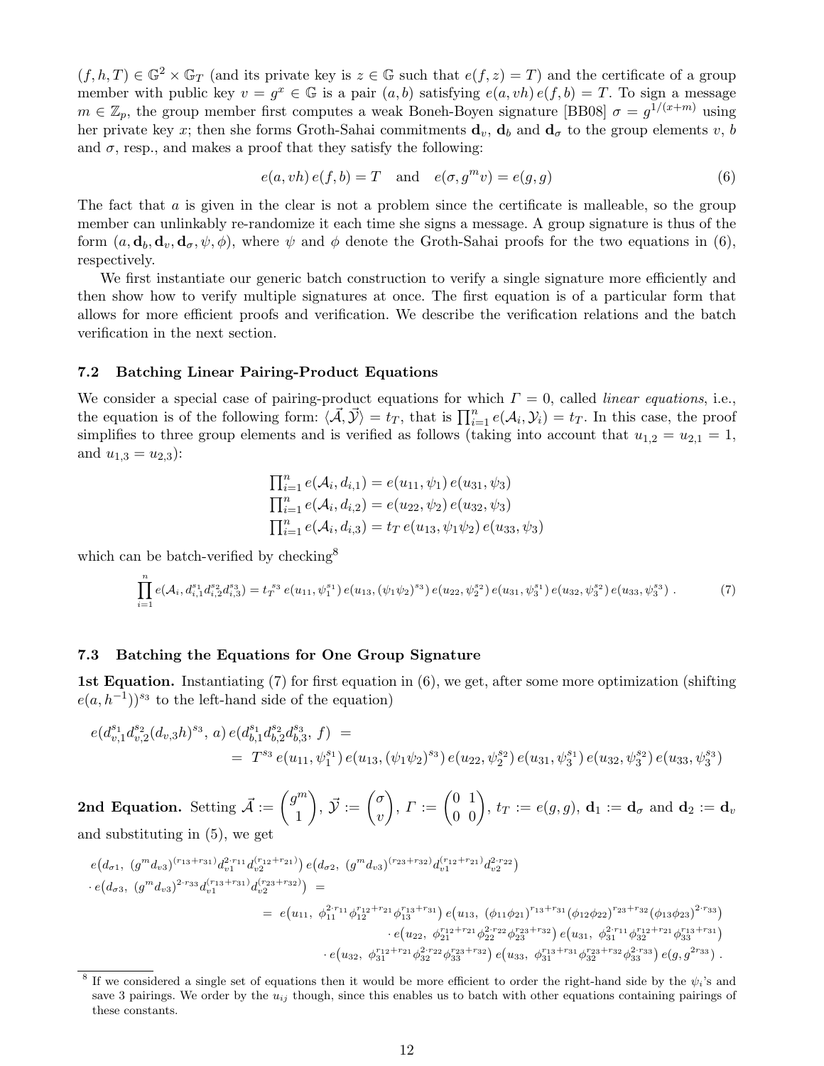$(f, h, T) \in \mathbb{G}^2 \times \mathbb{G}_T$ (and its private key is $z \in \mathbb{G}$ such that $e(f, z) = T$) and the certificate of a group member with public key $v = g^x \in \mathbb{G}$ is a pair $(a, b)$ satisfying $e(a, vh)\, e(f, b) = T$. To sign a message $m \in \mathbb{Z}_p$, the group member first computes a weak Boneh-Boyen signature [BB08] $\sigma = g^{1/(x+m)}$ using her private key $x$; then she forms Groth-Sahai commitments $\mathbf{d}_v$, $\mathbf{d}_b$ and $\mathbf{d}_\sigma$ to the group elements $v$, $b$ and $\sigma$, resp., and makes a proof that they satisfy the following:

$$e(a, vh)\, e(f, b) = T \quad \text{and} \quad e(\sigma, g^m v) = e(g, g) \tag{6}$$

The fact that $a$ is given in the clear is not a problem since the certificate is malleable, so the group member can unlinkably re-randomize it each time she signs a message. A group signature is thus of the form $(a, \mathbf{d}_b, \mathbf{d}_v, \mathbf{d}_\sigma, \psi, \phi)$, where $\psi$ and $\phi$ denote the Groth-Sahai proofs for the two equations in (6), respectively.

We first instantiate our generic batch construction to verify a single signature more efficiently and then show how to verify multiple signatures at once. The first equation is of a particular form that allows for more efficient proofs and verification. We describe the verification relations and the batch verification in the next section.

### 7.2 Batching Linear Pairing-Product Equations

We consider a special case of pairing-product equations for which $\Gamma = 0$, called *linear equations*, i.e., the equation is of the following form: $\langle \vec{\mathcal{A}}, \vec{\mathcal{Y}} \rangle = t_T$, that is $\prod_{i=1}^n e(\mathcal{A}_i, \mathcal{Y}_i) = t_T$. In this case, the proof simplifies to three group elements and is verified as follows (taking into account that $u_{1,2} = u_{2,1} = 1$, and $u_{1,3} = u_{2,3}$):

$$\begin{aligned}
\textstyle\prod_{i=1}^n e(\mathcal{A}_i, d_{i,1}) &= e(u_{11}, \psi_1)\, e(u_{31}, \psi_3) \\
\textstyle\prod_{i=1}^n e(\mathcal{A}_i, d_{i,2}) &= e(u_{22}, \psi_2)\, e(u_{32}, \psi_3) \\
\textstyle\prod_{i=1}^n e(\mathcal{A}_i, d_{i,3}) &= t_T\, e(u_{13}, \psi_1\psi_2)\, e(u_{33}, \psi_3)
\end{aligned}$$

which can be batch-verified by checking[8]

$$\prod_{i=1}^n e(\mathcal{A}_i, d_{i,1}^{s_1} d_{i,2}^{s_2} d_{i,3}^{s_3}) = t_T^{s_3}\, e(u_{11}, \psi_1^{s_1})\, e(u_{13}, (\psi_1\psi_2)^{s_3})\, e(u_{22}, \psi_2^{s_2})\, e(u_{31}, \psi_3^{s_1})\, e(u_{32}, \psi_3^{s_2})\, e(u_{33}, \psi_3^{s_3})\ . \tag{7}$$

### 7.3 Batching the Equations for One Group Signature

**1st Equation.** Instantiating (7) for first equation in (6), we get, after some more optimization (shifting $e(a, h^{-1}))^{s_3}$ to the left-hand side of the equation)

$$\begin{aligned}
&e(d_{v,1}^{s_1} d_{v,2}^{s_2} (d_{v,3}h)^{s_3},\, a)\, e(d_{b,1}^{s_1} d_{b,2}^{s_2} d_{b,3}^{s_3},\, f) \;= \\
&\quad = \; T^{s_3}\, e(u_{11}, \psi_1^{s_1})\, e(u_{13}, (\psi_1\psi_2)^{s_3})\, e(u_{22}, \psi_2^{s_2})\, e(u_{31}, \psi_3^{s_1})\, e(u_{32}, \psi_3^{s_2})\, e(u_{33}, \psi_3^{s_3})
\end{aligned}$$

**2nd Equation.** Setting $\vec{\mathcal{A}} := \begin{pmatrix} g^m \\ 1 \end{pmatrix}$, $\vec{\mathcal{Y}} := \begin{pmatrix} \sigma \\ v \end{pmatrix}$, $\Gamma := \begin{pmatrix} 0 & 1 \\ 0 & 0 \end{pmatrix}$, $t_T := e(g, g)$, $\mathbf{d}_1 := \mathbf{d}_\sigma$ and $\mathbf{d}_2 := \mathbf{d}_v$ and substituting in (5), we get

$$\begin{aligned}
&e\big(d_{\sigma 1},\ (g^m d_{v3})^{(r_{13}+r_{31})} d_{v1}^{2\cdot r_{11}} d_{v2}^{(r_{12}+r_{21})}\big)\, e\big(d_{\sigma 2},\ (g^m d_{v3})^{(r_{23}+r_{32})} d_{v1}^{(r_{12}+r_{21})} d_{v2}^{2\cdot r_{22}}\big) \\
&\cdot e\big(d_{\sigma 3},\ (g^m d_{v3})^{2\cdot r_{33}} d_{v1}^{(r_{13}+r_{31})} d_{v2}^{(r_{23}+r_{32})}\big) \;= \\
&\quad = \; e\big(u_{11},\ \phi_{11}^{2\cdot r_{11}} \phi_{12}^{r_{12}+r_{21}} \phi_{13}^{r_{13}+r_{31}}\big)\, e\big(u_{13},\ (\phi_{11}\phi_{21})^{r_{13}+r_{31}} (\phi_{12}\phi_{22})^{r_{23}+r_{32}} (\phi_{13}\phi_{23})^{2\cdot r_{33}}\big) \\
&\quad\quad \cdot e\big(u_{22},\ \phi_{21}^{r_{12}+r_{21}} \phi_{22}^{2\cdot r_{22}} \phi_{23}^{r_{23}+r_{32}}\big)\, e\big(u_{31},\ \phi_{31}^{2\cdot r_{11}} \phi_{32}^{r_{12}+r_{21}} \phi_{33}^{r_{13}+r_{31}}\big) \\
&\quad\quad \cdot e\big(u_{32},\ \phi_{31}^{r_{12}+r_{21}} \phi_{32}^{2\cdot r_{22}} \phi_{33}^{r_{23}+r_{32}}\big)\, e\big(u_{33},\ \phi_{31}^{r_{13}+r_{31}} \phi_{32}^{r_{23}+r_{32}} \phi_{33}^{2\cdot r_{33}}\big)\, e(g, g^{2 r_{33}})\ .
\end{aligned}$$

[8] If we considered a single set of equations then it would be more efficient to order the right-hand side by the $\psi_i$'s and save 3 pairings. We order by the $u_{ij}$ though, since this enables us to batch with other equations containing pairings of these constants.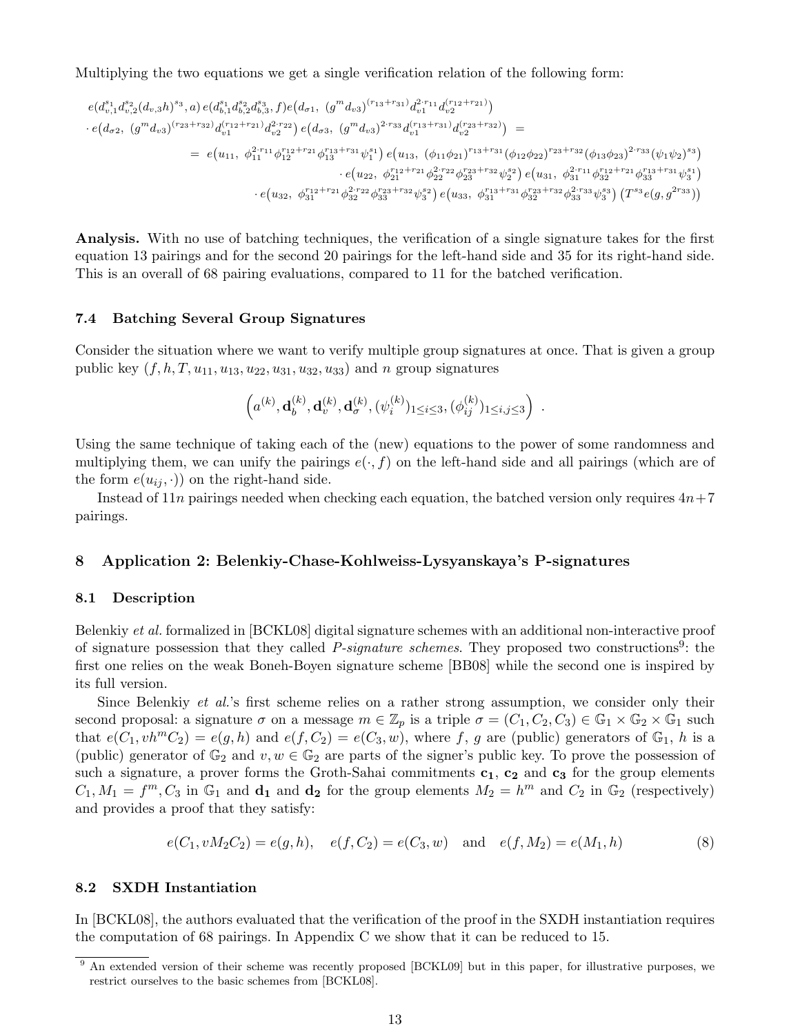Multiplying the two equations we get a single verification relation of the following form:

$$
\begin{aligned}
&e\big(d_{v,1}^{s_1} d_{v,2}^{s_2} (d_{v,3}h)^{s_3}, a\big)\, e\big(d_{b,1}^{s_1} d_{b,2}^{s_2} d_{b,3}^{s_3}, f\big) e\big(d_{\sigma 1},\ (g^m d_{v3})^{(r_{13}+r_{31})} d_{v1}^{2\cdot r_{11}} d_{v2}^{(r_{12}+r_{21})}\big) \\
&\cdot e\big(d_{\sigma 2},\ (g^m d_{v3})^{(r_{23}+r_{32})} d_{v1}^{(r_{12}+r_{21})} d_{v2}^{2\cdot r_{22}}\big)\, e\big(d_{\sigma 3},\ (g^m d_{v3})^{2\cdot r_{33}} d_{v1}^{(r_{13}+r_{31})} d_{v2}^{(r_{23}+r_{32})}\big) \ = \\
&\qquad = \ e\big(u_{11},\ \phi_{11}^{2\cdot r_{11}} \phi_{12}^{r_{12}+r_{21}} \phi_{13}^{r_{13}+r_{31}} \psi_1^{s_1}\big)\, e\big(u_{13},\ (\phi_{11}\phi_{21})^{r_{13}+r_{31}} (\phi_{12}\phi_{22})^{r_{23}+r_{32}} (\phi_{13}\phi_{23})^{2\cdot r_{33}} (\psi_1\psi_2)^{s_3}\big) \\
&\qquad\quad \cdot e\big(u_{22},\ \phi_{21}^{r_{12}+r_{21}} \phi_{22}^{2\cdot r_{22}} \phi_{23}^{r_{23}+r_{32}} \psi_2^{s_2}\big)\, e\big(u_{31},\ \phi_{31}^{2\cdot r_{11}} \phi_{32}^{r_{12}+r_{21}} \phi_{33}^{r_{13}+r_{31}} \psi_3^{s_1}\big) \\
&\qquad\quad \cdot e\big(u_{32},\ \phi_{31}^{r_{12}+r_{21}} \phi_{32}^{2\cdot r_{22}} \phi_{33}^{r_{23}+r_{32}} \psi_3^{s_2}\big)\, e\big(u_{33},\ \phi_{31}^{r_{13}+r_{31}} \phi_{32}^{r_{23}+r_{32}} \phi_{33}^{2\cdot r_{33}} \psi_3^{s_3}\big)\, \big(T^{s_3} e(g, g^{2 r_{33}})\big)
\end{aligned}
$$

**Analysis.** With no use of batching techniques, the verification of a single signature takes for the first equation 13 pairings and for the second 20 pairings for the left-hand side and 35 for its right-hand side. This is an overall of 68 pairing evaluations, compared to 11 for the batched verification.

### 7.4 Batching Several Group Signatures

Consider the situation where we want to verify multiple group signatures at once. That is given a group public key $(f, h, T, u_{11}, u_{13}, u_{22}, u_{31}, u_{32}, u_{33})$ and $n$ group signatures

$$
\left(a^{(k)}, \mathbf{d}_b^{(k)}, \mathbf{d}_v^{(k)}, \mathbf{d}_\sigma^{(k)}, (\psi_i^{(k)})_{1\le i\le 3}, (\phi_{ij}^{(k)})_{1\le i,j\le 3}\right) .
$$

Using the same technique of taking each of the (new) equations to the power of some randomness and multiplying them, we can unify the pairings $e(\cdot, f)$ on the left-hand side and all pairings (which are of the form $e(u_{ij}, \cdot)$) on the right-hand side.

Instead of $11n$ pairings needed when checking each equation, the batched version only requires $4n+7$ pairings.

## 8 Application 2: Belenkiy-Chase-Kohlweiss-Lysyanskaya's P-signatures

### 8.1 Description

Belenkiy *et al.* formalized in [BCKL08] digital signature schemes with an additional non-interactive proof of signature possession that they called *P-signature schemes*. They proposed two constructions[9]: the first one relies on the weak Boneh-Boyen signature scheme [BB08] while the second one is inspired by its full version.

Since Belenkiy *et al.*'s first scheme relies on a rather strong assumption, we consider only their second proposal: a signature $\sigma$ on a message $m \in \mathbb{Z}_p$ is a triple $\sigma = (C_1, C_2, C_3) \in \mathbb{G}_1 \times \mathbb{G}_2 \times \mathbb{G}_1$ such that $e(C_1, vh^m C_2) = e(g, h)$ and $e(f, C_2) = e(C_3, w)$, where $f$, $g$ are (public) generators of $\mathbb{G}_1$, $h$ is a (public) generator of $\mathbb{G}_2$ and $v, w \in \mathbb{G}_2$ are parts of the signer's public key. To prove the possession of such a signature, a prover forms the Groth-Sahai commitments $\mathbf{c_1}$, $\mathbf{c_2}$ and $\mathbf{c_3}$ for the group elements $C_1, M_1 = f^m, C_3$ in $\mathbb{G}_1$ and $\mathbf{d_1}$ and $\mathbf{d_2}$ for the group elements $M_2 = h^m$ and $C_2$ in $\mathbb{G}_2$ (respectively) and provides a proof that they satisfy:

$$
e(C_1, vM_2C_2) = e(g, h), \quad e(f, C_2) = e(C_3, w) \quad \text{and} \quad e(f, M_2) = e(M_1, h) \tag{8}
$$

### 8.2 SXDH Instantiation

In [BCKL08], the authors evaluated that the verification of the proof in the SXDH instantiation requires the computation of 68 pairings. In Appendix C we show that it can be reduced to 15.

[9] An extended version of their scheme was recently proposed [BCKL09] but in this paper, for illustrative purposes, we restrict ourselves to the basic schemes from [BCKL08].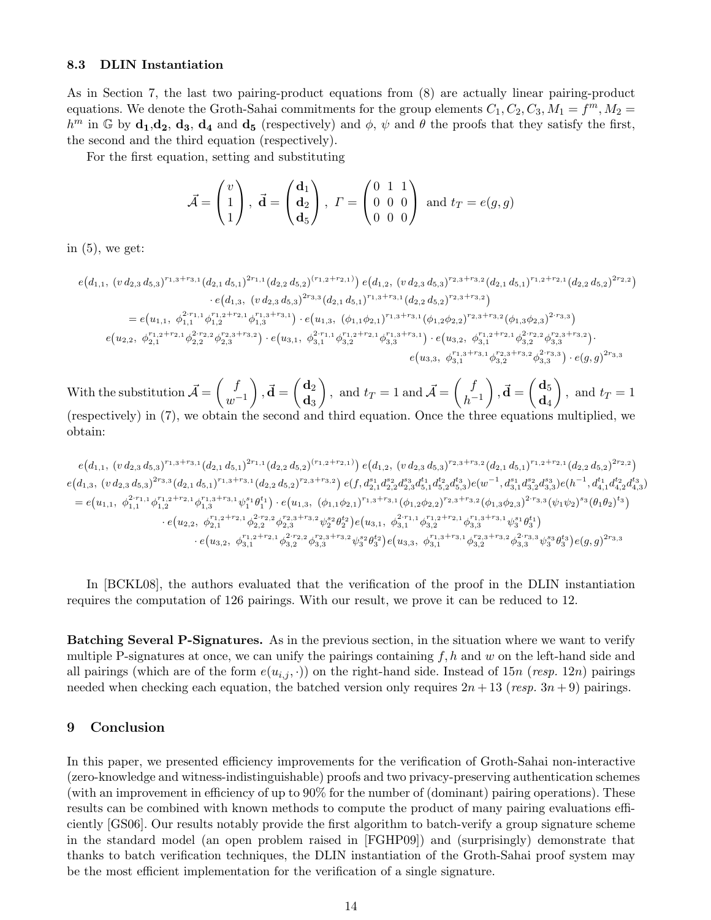### 8.3 DLIN Instantiation

As in Section 7, the last two pairing-product equations from (8) are actually linear pairing-product equations. We denote the Groth-Sahai commitments for the group elements $C_1, C_2, C_3, M_1 = f^m, M_2 = h^m$ in $\mathbb{G}$ by $\mathbf{d_1}$,$\mathbf{d_2}$, $\mathbf{d_3}$, $\mathbf{d_4}$ and $\mathbf{d_5}$ (respectively) and $\phi$, $\psi$ and $\theta$ the proofs that they satisfy the first, the second and the third equation (respectively).

For the first equation, setting and substituting

$$\vec{\mathcal{A}} = \begin{pmatrix} v \\ 1 \\ 1 \end{pmatrix},\ \vec{\mathbf{d}} = \begin{pmatrix} \mathbf{d}_1 \\ \mathbf{d}_2 \\ \mathbf{d}_5 \end{pmatrix},\ \Gamma = \begin{pmatrix} 0 & 1 & 1 \\ 0 & 0 & 0 \\ 0 & 0 & 0 \end{pmatrix} \text{ and } t_T = e(g,g)$$

in (5), we get:

$$\begin{aligned}
&e\big(d_{1,1},\ (v\, d_{2,3}\, d_{5,3})^{r_{1,3}+r_{3,1}}(d_{2,1}\, d_{5,1})^{2r_{1,1}}(d_{2,2}\, d_{5,2})^{(r_{1,2}+r_{2,1})}\big)\ e\big(d_{1,2},\ (v\, d_{2,3}\, d_{5,3})^{r_{2,3}+r_{3,2}}(d_{2,1}\, d_{5,1})^{r_{1,2}+r_{2,1}}(d_{2,2}\, d_{5,2})^{2r_{2,2}}\big)\\
&\quad\cdot e\big(d_{1,3},\ (v\, d_{2,3}\, d_{5,3})^{2r_{3,3}}(d_{2,1}\, d_{5,1})^{r_{1,3}+r_{3,1}}(d_{2,2}\, d_{5,2})^{r_{2,3}+r_{3,2}}\big)\\
&= e\big(u_{1,1},\ \phi_{1,1}^{2\cdot r_{1,1}}\phi_{1,2}^{r_{1,2}+r_{2,1}}\phi_{1,3}^{r_{1,3}+r_{3,1}}\big)\cdot e\big(u_{1,3},\ (\phi_{1,1}\phi_{2,1})^{r_{1,3}+r_{3,1}}(\phi_{1,2}\phi_{2,2})^{r_{2,3}+r_{3,2}}(\phi_{1,3}\phi_{2,3})^{2\cdot r_{3,3}}\big)\\
&\quad e\big(u_{2,2},\ \phi_{2,1}^{r_{1,2}+r_{2,1}}\phi_{2,2}^{2\cdot r_{2,2}}\phi_{2,3}^{r_{2,3}+r_{3,2}}\big)\cdot e\big(u_{3,1},\ \phi_{3,1}^{2\cdot r_{1,1}}\phi_{3,2}^{r_{1,2}+r_{2,1}}\phi_{3,3}^{r_{1,3}+r_{3,1}}\big)\cdot e\big(u_{3,2},\ \phi_{3,1}^{r_{1,2}+r_{2,1}}\phi_{3,2}^{2\cdot r_{2,2}}\phi_{3,3}^{r_{2,3}+r_{3,2}}\big)\cdot\\
&\quad e\big(u_{3,3},\ \phi_{3,1}^{r_{1,3}+r_{3,1}}\phi_{3,2}^{r_{2,3}+r_{3,2}}\phi_{3,3}^{2\cdot r_{3,3}}\big)\cdot e(g,g)^{2r_{3,3}}
\end{aligned}$$

With the substitution $\vec{\mathcal{A}} = \begin{pmatrix} f \\ w^{-1} \end{pmatrix}, \vec{\mathbf{d}} = \begin{pmatrix} \mathbf{d}_2 \\ \mathbf{d}_3 \end{pmatrix}$, and $t_T = 1$ and $\vec{\mathcal{A}} = \begin{pmatrix} f \\ h^{-1} \end{pmatrix}, \vec{\mathbf{d}} = \begin{pmatrix} \mathbf{d}_5 \\ \mathbf{d}_4 \end{pmatrix}$, and $t_T = 1$ (respectively) in (7), we obtain the second and third equation. Once the three equations multiplied, we obtain:

$$\begin{aligned}
&e\big(d_{1,1},\ (v\, d_{2,3}\, d_{5,3})^{r_{1,3}+r_{3,1}}(d_{2,1}\, d_{5,1})^{2r_{1,1}}(d_{2,2}\, d_{5,2})^{(r_{1,2}+r_{2,1})}\big)\ e\big(d_{1,2},\ (v\, d_{2,3}\, d_{5,3})^{r_{2,3}+r_{3,2}}(d_{2,1}\, d_{5,1})^{r_{1,2}+r_{2,1}}(d_{2,2}\, d_{5,2})^{2r_{2,2}}\big)\\
&e\big(d_{1,3},\ (v\, d_{2,3}\, d_{5,3})^{2r_{3,3}}(d_{2,1}\, d_{5,1})^{r_{1,3}+r_{3,1}}(d_{2,2}\, d_{5,2})^{r_{2,3}+r_{3,2}}\big)\ e(f, d_{2,1}^{s_1}d_{2,2}^{s_2}d_{2,3}^{s_3}d_{5,1}^{t_1}d_{5,2}^{t_2}d_{5,3}^{t_3})e(w^{-1}, d_{3,1}^{s_1}d_{3,2}^{s_2}d_{3,3}^{s_3})e(h^{-1}, d_{4,1}^{t_1}d_{4,2}^{t_2}d_{4,3}^{t_3})\\
&= e\big(u_{1,1},\ \phi_{1,1}^{2\cdot r_{1,1}}\phi_{1,2}^{r_{1,2}+r_{2,1}}\phi_{1,3}^{r_{1,3}+r_{3,1}}\psi_1^{s_1}\theta_1^{t_1}\big)\cdot e\big(u_{1,3},\ (\phi_{1,1}\phi_{2,1})^{r_{1,3}+r_{3,1}}(\phi_{1,2}\phi_{2,2})^{r_{2,3}+r_{3,2}}(\phi_{1,3}\phi_{2,3})^{2\cdot r_{3,3}}(\psi_1\psi_2)^{s_3}(\theta_1\theta_2)^{t_3}\big)\\
&\quad\cdot e\big(u_{2,2},\ \phi_{2,1}^{r_{1,2}+r_{2,1}}\phi_{2,2}^{2\cdot r_{2,2}}\phi_{2,3}^{r_{2,3}+r_{3,2}}\psi_2^{s_2}\theta_2^{t_2}\big)e\big(u_{3,1},\ \phi_{3,1}^{2\cdot r_{1,1}}\phi_{3,2}^{r_{1,2}+r_{2,1}}\phi_{3,3}^{r_{1,3}+r_{3,1}}\psi_3^{s_1}\theta_3^{t_1}\big)\\
&\quad\cdot e\big(u_{3,2},\ \phi_{3,1}^{r_{1,2}+r_{2,1}}\phi_{3,2}^{2\cdot r_{2,2}}\phi_{3,3}^{r_{2,3}+r_{3,2}}\psi_3^{s_2}\theta_3^{t_2}\big)e\big(u_{3,3},\ \phi_{3,1}^{r_{1,3}+r_{3,1}}\phi_{3,2}^{r_{2,3}+r_{3,2}}\phi_{3,3}^{2\cdot r_{3,3}}\psi_3^{s_3}\theta_3^{t_3}\big)e(g,g)^{2r_{3,3}}
\end{aligned}$$

In [BCKL08], the authors evaluated that the verification of the proof in the DLIN instantiation requires the computation of 126 pairings. With our result, we prove it can be reduced to 12.

**Batching Several P-Signatures.** As in the previous section, in the situation where we want to verify multiple P-signatures at once, we can unify the pairings containing $f, h$ and $w$ on the left-hand side and all pairings (which are of the form $e(u_{i,j}, \cdot)$) on the right-hand side. Instead of $15n$ (*resp.* $12n$) pairings needed when checking each equation, the batched version only requires $2n + 13$ (*resp.* $3n + 9$) pairings.

## 9 Conclusion

In this paper, we presented efficiency improvements for the verification of Groth-Sahai non-interactive (zero-knowledge and witness-indistinguishable) proofs and two privacy-preserving authentication schemes (with an improvement in efficiency of up to 90% for the number of (dominant) pairing operations). These results can be combined with known methods to compute the product of many pairing evaluations efficiently [GS06]. Our results notably provide the first algorithm to batch-verify a group signature scheme in the standard model (an open problem raised in [FGHP09]) and (surprisingly) demonstrate that thanks to batch verification techniques, the DLIN instantiation of the Groth-Sahai proof system may be the most efficient implementation for the verification of a single signature.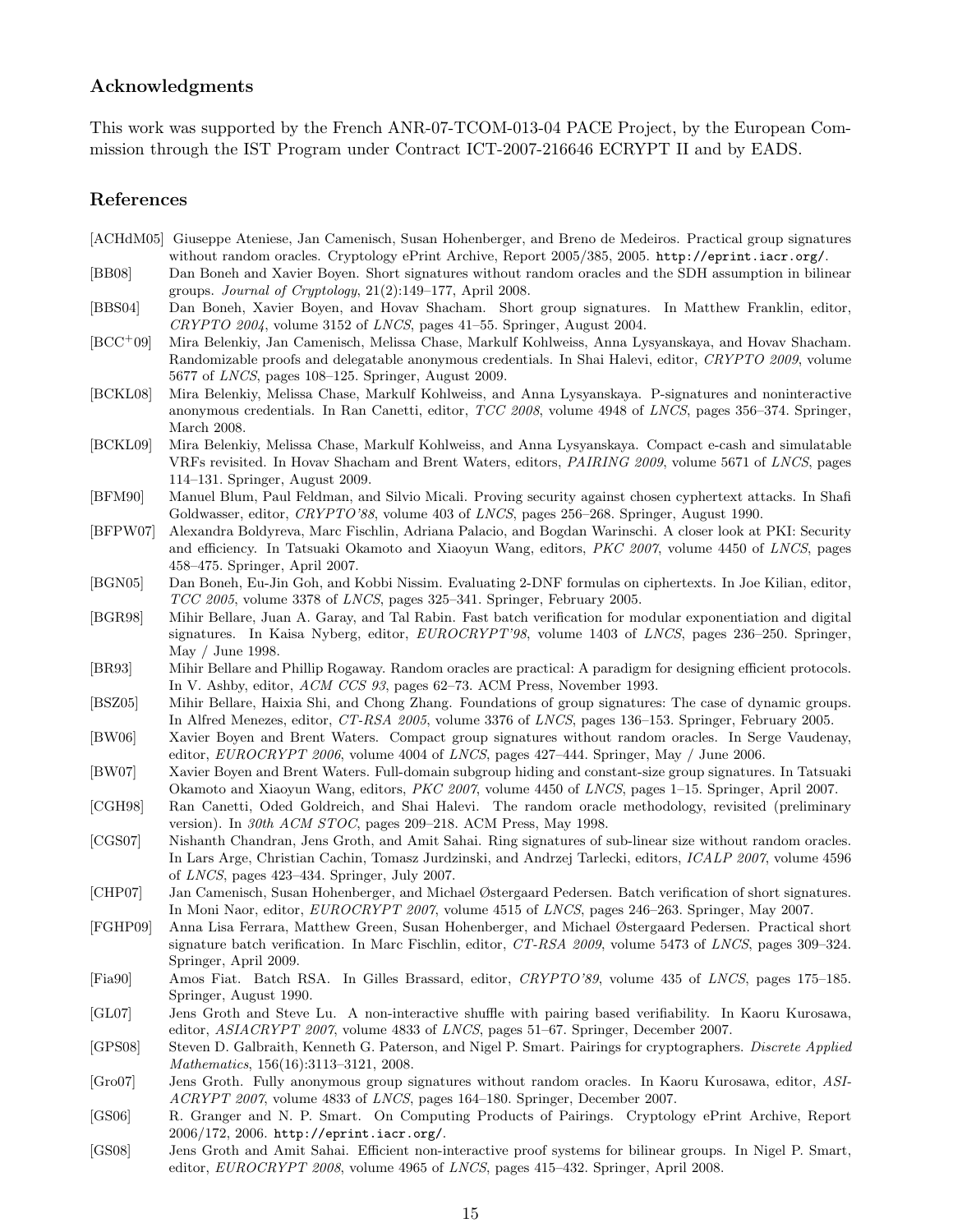## Acknowledgments

This work was supported by the French ANR-07-TCOM-013-04 PACE Project, by the European Commission through the IST Program under Contract ICT-2007-216646 ECRYPT II and by EADS.

## References

[ACHdM05] Giuseppe Ateniese, Jan Camenisch, Susan Hohenberger, and Breno de Medeiros. Practical group signatures without random oracles. Cryptology ePrint Archive, Report 2005/385, 2005. http://eprint.iacr.org/.

[BB08] Dan Boneh and Xavier Boyen. Short signatures without random oracles and the SDH assumption in bilinear groups. *Journal of Cryptology*, 21(2):149–177, April 2008.

[BBS04] Dan Boneh, Xavier Boyen, and Hovav Shacham. Short group signatures. In Matthew Franklin, editor, *CRYPTO 2004*, volume 3152 of *LNCS*, pages 41–55. Springer, August 2004.

[BCC+09] Mira Belenkiy, Jan Camenisch, Melissa Chase, Markulf Kohlweiss, Anna Lysyanskaya, and Hovav Shacham. Randomizable proofs and delegatable anonymous credentials. In Shai Halevi, editor, *CRYPTO 2009*, volume 5677 of *LNCS*, pages 108–125. Springer, August 2009.

[BCKL08] Mira Belenkiy, Melissa Chase, Markulf Kohlweiss, and Anna Lysyanskaya. P-signatures and noninteractive anonymous credentials. In Ran Canetti, editor, *TCC 2008*, volume 4948 of *LNCS*, pages 356–374. Springer, March 2008.

[BCKL09] Mira Belenkiy, Melissa Chase, Markulf Kohlweiss, and Anna Lysyanskaya. Compact e-cash and simulatable VRFs revisited. In Hovav Shacham and Brent Waters, editors, *PAIRING 2009*, volume 5671 of *LNCS*, pages 114–131. Springer, August 2009.

[BFM90] Manuel Blum, Paul Feldman, and Silvio Micali. Proving security against chosen cyphertext attacks. In Shafi Goldwasser, editor, *CRYPTO'88*, volume 403 of *LNCS*, pages 256–268. Springer, August 1990.

[BFPW07] Alexandra Boldyreva, Marc Fischlin, Adriana Palacio, and Bogdan Warinschi. A closer look at PKI: Security and efficiency. In Tatsuaki Okamoto and Xiaoyun Wang, editors, *PKC 2007*, volume 4450 of *LNCS*, pages 458–475. Springer, April 2007.

[BGN05] Dan Boneh, Eu-Jin Goh, and Kobbi Nissim. Evaluating 2-DNF formulas on ciphertexts. In Joe Kilian, editor, *TCC 2005*, volume 3378 of *LNCS*, pages 325–341. Springer, February 2005.

[BGR98] Mihir Bellare, Juan A. Garay, and Tal Rabin. Fast batch verification for modular exponentiation and digital signatures. In Kaisa Nyberg, editor, *EUROCRYPT'98*, volume 1403 of *LNCS*, pages 236–250. Springer, May / June 1998.

[BR93] Mihir Bellare and Phillip Rogaway. Random oracles are practical: A paradigm for designing efficient protocols. In V. Ashby, editor, *ACM CCS 93*, pages 62–73. ACM Press, November 1993.

[BSZ05] Mihir Bellare, Haixia Shi, and Chong Zhang. Foundations of group signatures: The case of dynamic groups. In Alfred Menezes, editor, *CT-RSA 2005*, volume 3376 of *LNCS*, pages 136–153. Springer, February 2005.

[BW06] Xavier Boyen and Brent Waters. Compact group signatures without random oracles. In Serge Vaudenay, editor, *EUROCRYPT 2006*, volume 4004 of *LNCS*, pages 427–444. Springer, May / June 2006.

[BW07] Xavier Boyen and Brent Waters. Full-domain subgroup hiding and constant-size group signatures. In Tatsuaki Okamoto and Xiaoyun Wang, editors, *PKC 2007*, volume 4450 of *LNCS*, pages 1–15. Springer, April 2007.

[CGH98] Ran Canetti, Oded Goldreich, and Shai Halevi. The random oracle methodology, revisited (preliminary version). In *30th ACM STOC*, pages 209–218. ACM Press, May 1998.

[CGS07] Nishanth Chandran, Jens Groth, and Amit Sahai. Ring signatures of sub-linear size without random oracles. In Lars Arge, Christian Cachin, Tomasz Jurdzinski, and Andrzej Tarlecki, editors, *ICALP 2007*, volume 4596 of *LNCS*, pages 423–434. Springer, July 2007.

[CHP07] Jan Camenisch, Susan Hohenberger, and Michael Østergaard Pedersen. Batch verification of short signatures. In Moni Naor, editor, *EUROCRYPT 2007*, volume 4515 of *LNCS*, pages 246–263. Springer, May 2007.

[FGHP09] Anna Lisa Ferrara, Matthew Green, Susan Hohenberger, and Michael Østergaard Pedersen. Practical short signature batch verification. In Marc Fischlin, editor, *CT-RSA 2009*, volume 5473 of *LNCS*, pages 309–324. Springer, April 2009.

[Fia90] Amos Fiat. Batch RSA. In Gilles Brassard, editor, *CRYPTO'89*, volume 435 of *LNCS*, pages 175–185. Springer, August 1990.

[GL07] Jens Groth and Steve Lu. A non-interactive shuffle with pairing based verifiability. In Kaoru Kurosawa, editor, *ASIACRYPT 2007*, volume 4833 of *LNCS*, pages 51–67. Springer, December 2007.

[GPS08] Steven D. Galbraith, Kenneth G. Paterson, and Nigel P. Smart. Pairings for cryptographers. *Discrete Applied Mathematics*, 156(16):3113–3121, 2008.

[Gro07] Jens Groth. Fully anonymous group signatures without random oracles. In Kaoru Kurosawa, editor, *ASIACRYPT 2007*, volume 4833 of *LNCS*, pages 164–180. Springer, December 2007.

[GS06] R. Granger and N. P. Smart. On Computing Products of Pairings. Cryptology ePrint Archive, Report 2006/172, 2006. http://eprint.iacr.org/.

[GS08] Jens Groth and Amit Sahai. Efficient non-interactive proof systems for bilinear groups. In Nigel P. Smart, editor, *EUROCRYPT 2008*, volume 4965 of *LNCS*, pages 415–432. Springer, April 2008.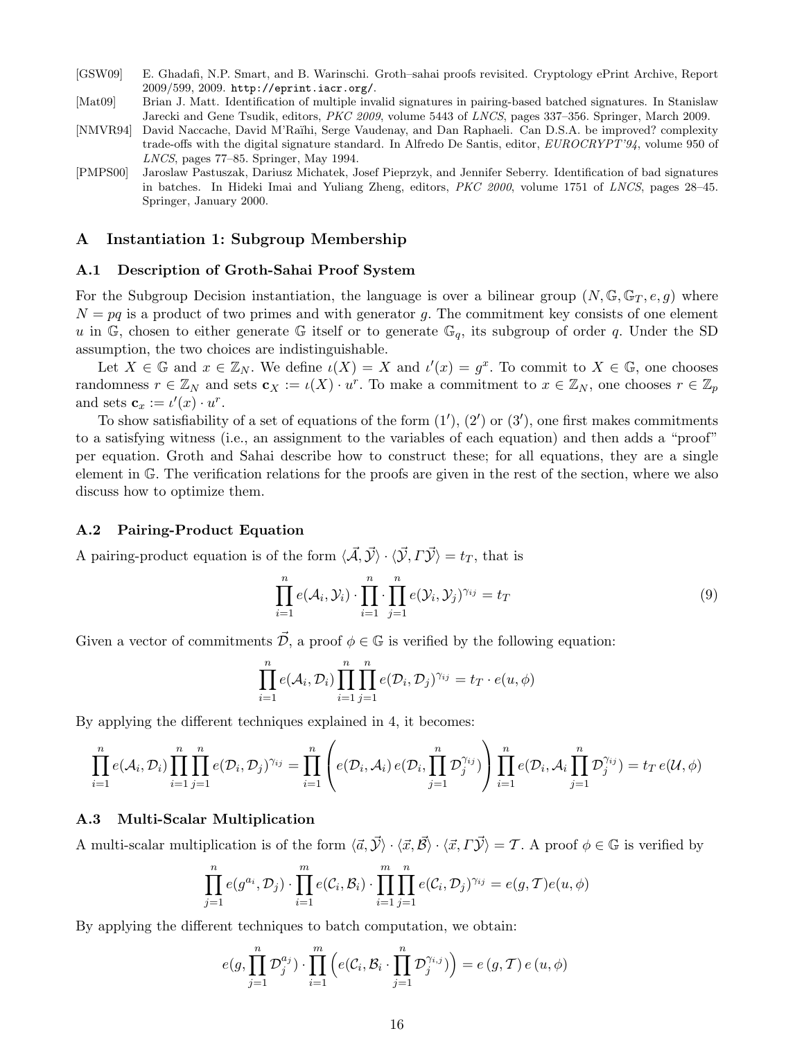[GSW09] E. Ghadafi, N.P. Smart, and B. Warinschi. Groth–sahai proofs revisited. Cryptology ePrint Archive, Report 2009/599, 2009. http://eprint.iacr.org/.

[Mat09] Brian J. Matt. Identification of multiple invalid signatures in pairing-based batched signatures. In Stanislaw Jarecki and Gene Tsudik, editors, *PKC 2009*, volume 5443 of *LNCS*, pages 337–356. Springer, March 2009.

[NMVR94] David Naccache, David M'Raïhi, Serge Vaudenay, and Dan Raphaeli. Can D.S.A. be improved? complexity trade-offs with the digital signature standard. In Alfredo De Santis, editor, *EUROCRYPT'94*, volume 950 of *LNCS*, pages 77–85. Springer, May 1994.

[PMPS00] Jaroslaw Pastuszak, Dariusz Michatek, Josef Pieprzyk, and Jennifer Seberry. Identification of bad signatures in batches. In Hideki Imai and Yuliang Zheng, editors, *PKC 2000*, volume 1751 of *LNCS*, pages 28–45. Springer, January 2000.

## A Instantiation 1: Subgroup Membership

### A.1 Description of Groth-Sahai Proof System

For the Subgroup Decision instantiation, the language is over a bilinear group $(N, \mathbb{G}, \mathbb{G}_T, e, g)$ where $N = pq$ is a product of two primes and with generator $g$. The commitment key consists of one element $u$ in $\mathbb{G}$, chosen to either generate $\mathbb{G}$ itself or to generate $\mathbb{G}_q$, its subgroup of order $q$. Under the SD assumption, the two choices are indistinguishable.

Let $X \in \mathbb{G}$ and $x \in \mathbb{Z}_N$. We define $\iota(X) = X$ and $\iota'(x) = g^x$. To commit to $X \in \mathbb{G}$, one chooses randomness $r \in \mathbb{Z}_N$ and sets $\mathbf{c}_X := \iota(X) \cdot u^r$. To make a commitment to $x \in \mathbb{Z}_N$, one chooses $r \in \mathbb{Z}_p$ and sets $\mathbf{c}_x := \iota'(x) \cdot u^r$.

To show satisfiability of a set of equations of the form $(1')$, $(2')$ or $(3')$, one first makes commitments to a satisfying witness (i.e., an assignment to the variables of each equation) and then adds a "proof" per equation. Groth and Sahai describe how to construct these; for all equations, they are a single element in $\mathbb{G}$. The verification relations for the proofs are given in the rest of the section, where we also discuss how to optimize them.

### A.2 Pairing-Product Equation

A pairing-product equation is of the form $\langle \vec{\mathcal{A}}, \vec{\mathcal{Y}} \rangle \cdot \langle \vec{\mathcal{Y}}, \Gamma \vec{\mathcal{Y}} \rangle = t_T$, that is

$$\prod_{i=1}^{n} e(\mathcal{A}_i, \mathcal{Y}_i) \cdot \prod_{i=1}^{n} \cdot \prod_{j=1}^{n} e(\mathcal{Y}_i, \mathcal{Y}_j)^{\gamma_{ij}} = t_T \tag{9}$$

Given a vector of commitments $\vec{\mathcal{D}}$, a proof $\phi \in \mathbb{G}$ is verified by the following equation:

$$\prod_{i=1}^{n} e(\mathcal{A}_i, \mathcal{D}_i) \prod_{i=1}^{n} \prod_{j=1}^{n} e(\mathcal{D}_i, \mathcal{D}_j)^{\gamma_{ij}} = t_T \cdot e(u, \phi)$$

By applying the different techniques explained in 4, it becomes:

$$\prod_{i=1}^{n} e(\mathcal{A}_i, \mathcal{D}_i) \prod_{i=1}^{n} \prod_{j=1}^{n} e(\mathcal{D}_i, \mathcal{D}_j)^{\gamma_{ij}} = \prod_{i=1}^{n} \left( e(\mathcal{D}_i, \mathcal{A}_i)\, e(\mathcal{D}_i, \prod_{j=1}^{n} \mathcal{D}_j^{\gamma_{ij}}) \right) \prod_{i=1}^{n} e(\mathcal{D}_i, \mathcal{A}_i \prod_{j=1}^{n} \mathcal{D}_j^{\gamma_{ij}}) = t_T\, e(\mathcal{U}, \phi)$$

### A.3 Multi-Scalar Multiplication

A multi-scalar multiplication is of the form $\langle \vec{a}, \vec{\mathcal{Y}} \rangle \cdot \langle \vec{x}, \vec{\mathcal{B}} \rangle \cdot \langle \vec{x}, \Gamma \vec{\mathcal{Y}} \rangle = \mathcal{T}$. A proof $\phi \in \mathbb{G}$ is verified by

$$\prod_{j=1}^{n} e(g^{a_i}, \mathcal{D}_j) \cdot \prod_{i=1}^{m} e(\mathcal{C}_i, \mathcal{B}_i) \cdot \prod_{i=1}^{m} \prod_{j=1}^{n} e(\mathcal{C}_i, \mathcal{D}_j)^{\gamma_{ij}} = e(g, \mathcal{T}) e(u, \phi)$$

By applying the different techniques to batch computation, we obtain:

$$e(g, \prod_{j=1}^{n} \mathcal{D}_j^{a_j}) \cdot \prod_{i=1}^{m} \left( e(\mathcal{C}_i, \mathcal{B}_i \cdot \prod_{j=1}^{n} \mathcal{D}_j^{\gamma_{i,j}}) \right) = e\left(g, \mathcal{T}\right) e\left(u, \phi\right)$$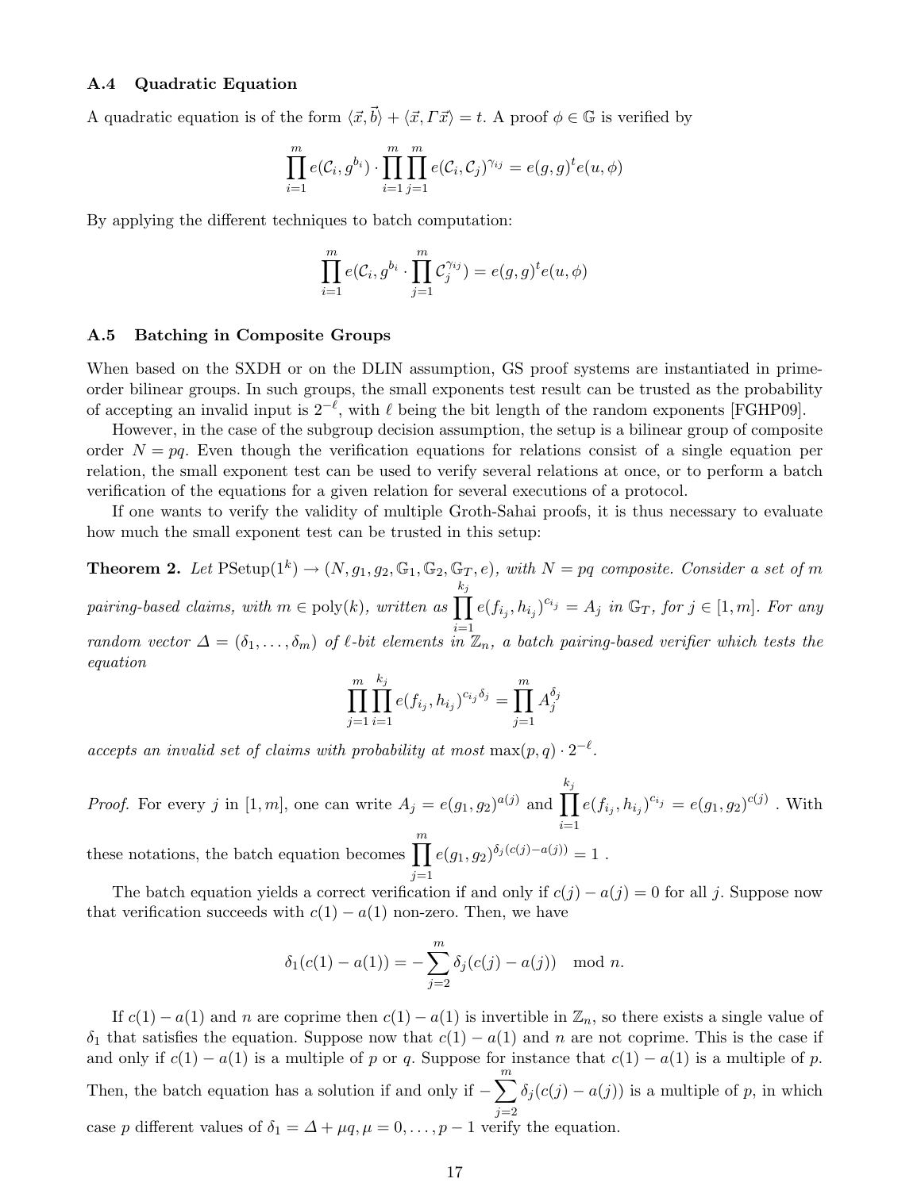### A.4 Quadratic Equation

A quadratic equation is of the form $\langle \vec{x}, \vec{b} \rangle + \langle \vec{x}, \Gamma \vec{x} \rangle = t$. A proof $\phi \in \mathbb{G}$ is verified by

$$\prod_{i=1}^{m} e(\mathcal{C}_i, g^{b_i}) \cdot \prod_{i=1}^{m} \prod_{j=1}^{m} e(\mathcal{C}_i, \mathcal{C}_j)^{\gamma_{ij}} = e(g, g)^t e(u, \phi)$$

By applying the different techniques to batch computation:

$$\prod_{i=1}^{m} e(\mathcal{C}_i, g^{b_i} \cdot \prod_{j=1}^{m} \mathcal{C}_j^{\gamma_{ij}}) = e(g, g)^t e(u, \phi)$$

### A.5 Batching in Composite Groups

When based on the SXDH or on the DLIN assumption, GS proof systems are instantiated in prime-order bilinear groups. In such groups, the small exponents test result can be trusted as the probability of accepting an invalid input is $2^{-\ell}$, with $\ell$ being the bit length of the random exponents [FGHP09].

However, in the case of the subgroup decision assumption, the setup is a bilinear group of composite order $N = pq$. Even though the verification equations for relations consist of a single equation per relation, the small exponent test can be used to verify several relations at once, or to perform a batch verification of the equations for a given relation for several executions of a protocol.

If one wants to verify the validity of multiple Groth-Sahai proofs, it is thus necessary to evaluate how much the small exponent test can be trusted in this setup:

**Theorem 2.** *Let* $\mathrm{PSetup}(1^k) \rightarrow (N, g_1, g_2, \mathbb{G}_1, \mathbb{G}_2, \mathbb{G}_T, e)$*, with* $N = pq$ *composite. Consider a set of* $m$ *pairing-based claims, with* $m \in \mathrm{poly}(k)$*, written as* $\prod_{i=1}^{k_j} e(f_{i_j}, h_{i_j})^{c_{i_j}} = A_j$ *in* $\mathbb{G}_T$*, for* $j \in [1, m]$*. For any random vector* $\Delta = (\delta_1, \ldots, \delta_m)$ *of* $\ell$*-bit elements in* $\mathbb{Z}_n$*, a batch pairing-based verifier which tests the equation*

$$\prod_{j=1}^{m} \prod_{i=1}^{k_j} e(f_{i_j}, h_{i_j})^{c_{i_j} \delta_j} = \prod_{j=1}^{m} A_j^{\delta_j}$$

*accepts an invalid set of claims with probability at most* $\max(p, q) \cdot 2^{-\ell}$*.*

*Proof.* For every $j$ in $[1, m]$, one can write $A_j = e(g_1, g_2)^{a(j)}$ and $\prod_{i=1}^{k_j} e(f_{i_j}, h_{i_j})^{c_{i_j}} = e(g_1, g_2)^{c(j)}$ . With these notations, the batch equation becomes $\prod_{j=1}^{m} e(g_1, g_2)^{\delta_j (c(j) - a(j))} = 1$ .

The batch equation yields a correct verification if and only if $c(j) - a(j) = 0$ for all $j$. Suppose now that verification succeeds with $c(1) - a(1)$ non-zero. Then, we have

$$\delta_1(c(1) - a(1)) = -\sum_{j=2}^{m} \delta_j (c(j) - a(j)) \mod n.$$

If $c(1) - a(1)$ and $n$ are coprime then $c(1) - a(1)$ is invertible in $\mathbb{Z}_n$, so there exists a single value of $\delta_1$ that satisfies the equation. Suppose now that $c(1) - a(1)$ and $n$ are not coprime. This is the case if and only if $c(1) - a(1)$ is a multiple of $p$ or $q$. Suppose for instance that $c(1) - a(1)$ is a multiple of $p$. Then, the batch equation has a solution if and only if $-\sum_{j=2}^{m} \delta_j (c(j) - a(j))$ is a multiple of $p$, in which case $p$ different values of $\delta_1 = \Delta + \mu q, \mu = 0, \ldots, p - 1$ verify the equation.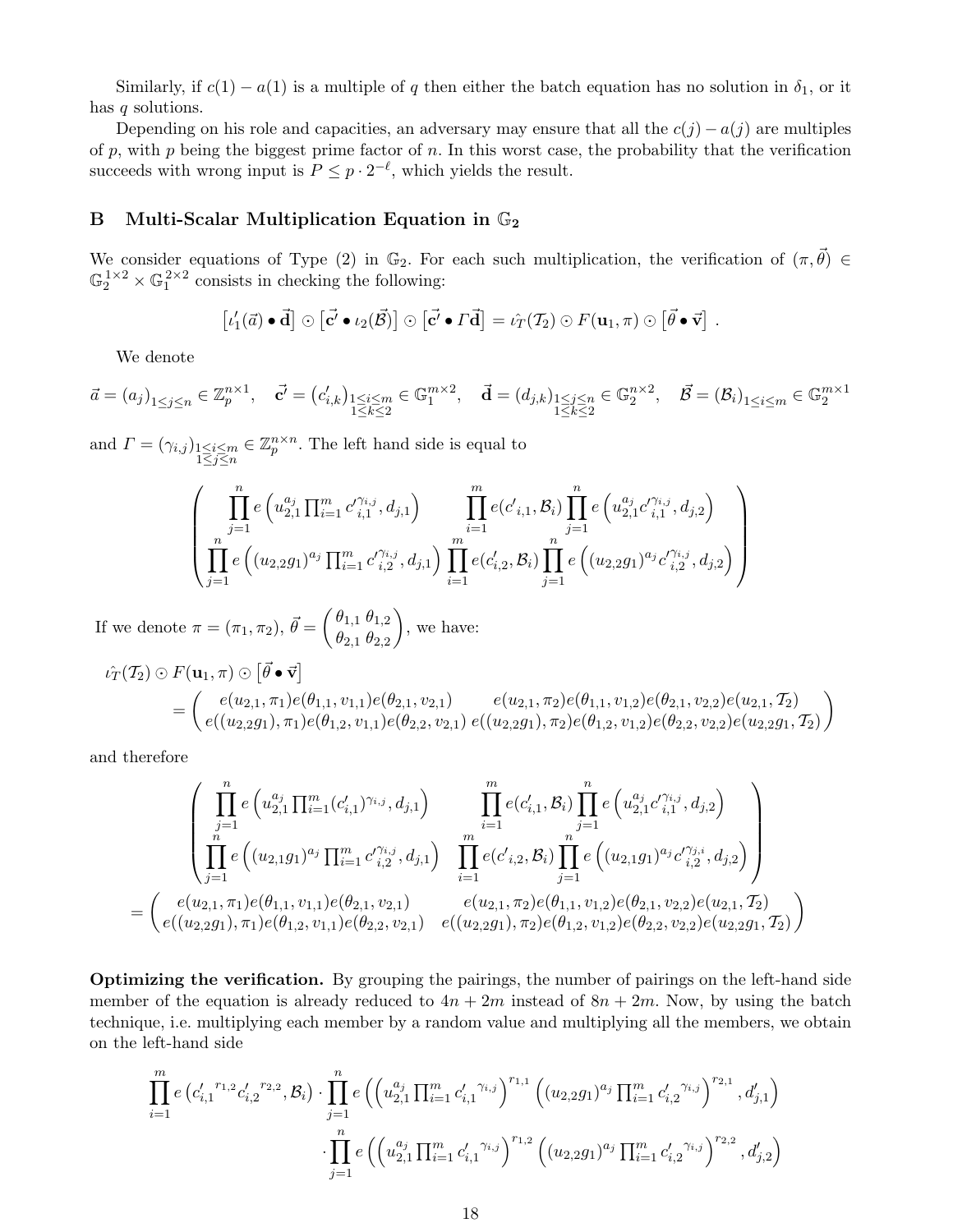Similarly, if $c(1) - a(1)$ is a multiple of $q$ then either the batch equation has no solution in $\delta_1$, or it has $q$ solutions.

Depending on his role and capacities, an adversary may ensure that all the $c(j) - a(j)$ are multiples of $p$, with $p$ being the biggest prime factor of $n$. In this worst case, the probability that the verification succeeds with wrong input is $P \leq p \cdot 2^{-\ell}$, which yields the result.

## B Multi-Scalar Multiplication Equation in $\mathbb{G}_2$

We consider equations of Type (2) in $\mathbb{G}_2$. For each such multiplication, the verification of $(\pi, \vec{\theta}) \in \mathbb{G}_2^{1\times 2} \times \mathbb{G}_1^{2\times 2}$ consists in checking the following:

$$\left[\iota_1'(\vec{a}) \bullet \vec{\mathbf{d}}\right] \odot \left[\vec{\mathbf{c}'} \bullet \iota_2(\vec{\mathcal{B}})\right] \odot \left[\vec{\mathbf{c}'} \bullet \Gamma\vec{\mathbf{d}}\right] = \hat{\iota_T}(\mathcal{T}_2) \odot F(\mathbf{u}_1, \pi) \odot \left[\vec{\theta} \bullet \vec{\mathbf{v}}\right] .$$

We denote

$$\vec{a} = (a_j)_{1\leq j \leq n} \in \mathbb{Z}_p^{n\times 1}, \quad \vec{\mathbf{c}'} = \left(c'_{i,k}\right)_{\substack{1\leq i\leq m\\1\leq k\leq 2}} \in \mathbb{G}_1^{m\times 2}, \quad \vec{\mathbf{d}} = (d_{j,k})_{\substack{1\leq j\leq n\\1\leq k\leq 2}} \in \mathbb{G}_2^{n\times 2}, \quad \vec{\mathcal{B}} = (\mathcal{B}_i)_{1\leq i\leq m} \in \mathbb{G}_2^{m\times 1}$$

and $\Gamma = (\gamma_{i,j})_{\substack{1\leq i\leq m\\1\leq j\leq n}} \in \mathbb{Z}_p^{n\times n}$. The left hand side is equal to

$$\begin{pmatrix} \prod_{j=1}^{n} e\left(u_{2,1}^{a_j}\prod_{i=1}^m {c'}_{i,1}^{\gamma_{i,j}}, d_{j,1}\right) & \prod_{i=1}^{m} e(c'_{i,1}, \mathcal{B}_i) \prod_{j=1}^{n} e\left(u_{2,1}^{a_j}{c'}_{i,1}^{\gamma_{i,j}}, d_{j,2}\right) \\ \prod_{j=1}^{n} e\left((u_{2,2}g_1)^{a_j}\prod_{i=1}^m {c'}_{i,2}^{\gamma_{i,j}}, d_{j,1}\right) & \prod_{i=1}^{m} e(c'_{i,2}, \mathcal{B}_i) \prod_{j=1}^{n} e\left((u_{2,2}g_1)^{a_j}{c'}_{i,2}^{\gamma_{i,j}}, d_{j,2}\right) \end{pmatrix}$$

If we denote $\pi = (\pi_1, \pi_2)$, $\vec{\theta} = \begin{pmatrix} \theta_{1,1} & \theta_{1,2} \\ \theta_{2,1} & \theta_{2,2} \end{pmatrix}$, we have:

$$\begin{aligned} &\hat{\iota_T}(\mathcal{T}_2) \odot F(\mathbf{u}_1, \pi) \odot \left[\vec{\theta} \bullet \vec{\mathbf{v}}\right] \\ &\quad = \begin{pmatrix} e(u_{2,1}, \pi_1)e(\theta_{1,1}, v_{1,1})e(\theta_{2,1}, v_{2,1}) & e(u_{2,1}, \pi_2)e(\theta_{1,1}, v_{1,2})e(\theta_{2,1}, v_{2,2})e(u_{2,1}, \mathcal{T}_2) \\ e((u_{2,2}g_1), \pi_1)e(\theta_{1,2}, v_{1,1})e(\theta_{2,2}, v_{2,1}) & e((u_{2,2}g_1), \pi_2)e(\theta_{1,2}, v_{1,2})e(\theta_{2,2}, v_{2,2})e(u_{2,2}g_1, \mathcal{T}_2) \end{pmatrix} \end{aligned}$$

and therefore

$$\begin{aligned} &\begin{pmatrix} \prod_{j=1}^{n} e\left(u_{2,1}^{a_j}\prod_{i=1}^m (c'_{i,1})^{\gamma_{i,j}}, d_{j,1}\right) & \prod_{i=1}^{m} e(c'_{i,1}, \mathcal{B}_i) \prod_{j=1}^{n} e\left(u_{2,1}^{a_j}{c'}_{i,1}^{\gamma_{i,j}}, d_{j,2}\right) \\ \prod_{j=1}^{n} e\left((u_{2,1}g_1)^{a_j}\prod_{i=1}^m {c'}_{i,2}^{\gamma_{i,j}}, d_{j,1}\right) & \prod_{i=1}^{m} e(c'{}_{i,2}, \mathcal{B}_i) \prod_{j=1}^{n} e\left((u_{2,1}g_1)^{a_j}{c'}_{i,2}^{\gamma_{j,i}}, d_{j,2}\right) \end{pmatrix} \\ &= \begin{pmatrix} e(u_{2,1}, \pi_1)e(\theta_{1,1}, v_{1,1})e(\theta_{2,1}, v_{2,1}) & e(u_{2,1}, \pi_2)e(\theta_{1,1}, v_{1,2})e(\theta_{2,1}, v_{2,2})e(u_{2,1}, \mathcal{T}_2) \\ e((u_{2,2}g_1), \pi_1)e(\theta_{1,2}, v_{1,1})e(\theta_{2,2}, v_{2,1}) & e((u_{2,2}g_1), \pi_2)e(\theta_{1,2}, v_{1,2})e(\theta_{2,2}, v_{2,2})e(u_{2,2}g_1, \mathcal{T}_2) \end{pmatrix} \end{aligned}$$

**Optimizing the verification.** By grouping the pairings, the number of pairings on the left-hand side member of the equation is already reduced to $4n + 2m$ instead of $8n + 2m$. Now, by using the batch technique, i.e. multiplying each member by a random value and multiplying all the members, we obtain on the left-hand side

$$\begin{aligned} \prod_{i=1}^{m} e\left({c'_{i,1}}^{r_{1,2}}{c'_{i,2}}^{r_{2,2}}, \mathcal{B}_i\right) &\cdot \prod_{j=1}^{n} e\left(\left(u_{2,1}^{a_j}\prod_{i=1}^m {c'_{i,1}}^{\gamma_{i,j}}\right)^{r_{1,1}}\left((u_{2,2}g_1)^{a_j}\prod_{i=1}^m {c'_{i,2}}^{\gamma_{i,j}}\right)^{r_{2,1}}, d'_{j,1}\right) \\ &\cdot \prod_{j=1}^{n} e\left(\left(u_{2,1}^{a_j}\prod_{i=1}^m {c'_{i,1}}^{\gamma_{i,j}}\right)^{r_{1,2}}\left((u_{2,2}g_1)^{a_j}\prod_{i=1}^m {c'_{i,2}}^{\gamma_{i,j}}\right)^{r_{2,2}}, d'_{j,2}\right) \end{aligned}$$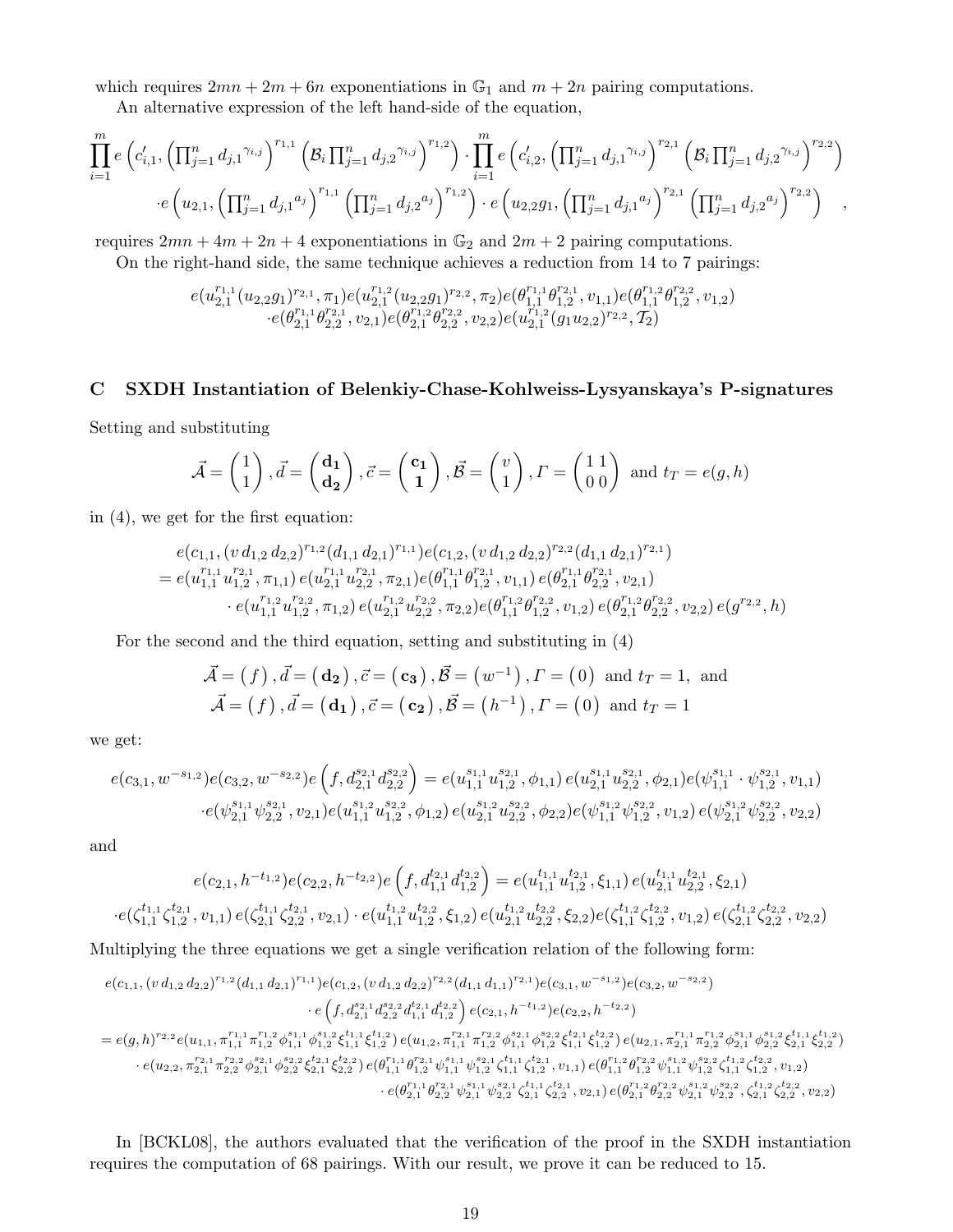which requires $2mn + 2m + 6n$ exponentiations in $\mathbb{G}_1$ and $m + 2n$ pairing computations.

An alternative expression of the left hand-side of the equation,

$$\prod_{i=1}^{m} e\left(c'_{i,1}, \left(\prod_{j=1}^{n} {d_{j,1}}^{\gamma_{i,j}}\right)^{r_{1,1}} \left(\mathcal{B}_i \prod_{j=1}^{n} {d_{j,2}}^{\gamma_{i,j}}\right)^{r_{1,2}}\right) \cdot \prod_{i=1}^{m} e\left(c'_{i,2}, \left(\prod_{j=1}^{n} {d_{j,1}}^{\gamma_{i,j}}\right)^{r_{2,1}} \left(\mathcal{B}_i \prod_{j=1}^{n} {d_{j,2}}^{\gamma_{i,j}}\right)^{r_{2,2}}\right)$$
$$\cdot e\left(u_{2,1}, \left(\prod_{j=1}^{n} {d_{j,1}}^{a_j}\right)^{r_{1,1}} \left(\prod_{j=1}^{n} {d_{j,2}}^{a_j}\right)^{r_{1,2}}\right) \cdot e\left(u_{2,2}g_1, \left(\prod_{j=1}^{n} {d_{j,1}}^{a_j}\right)^{r_{2,1}} \left(\prod_{j=1}^{n} {d_{j,2}}^{a_j}\right)^{r_{2,2}}\right) \quad ,$$

requires $2mn + 4m + 2n + 4$ exponentiations in $\mathbb{G}_2$ and $2m + 2$ pairing computations.

On the right-hand side, the same technique achieves a reduction from 14 to 7 pairings:

$$e(u_{2,1}^{r_{1,1}}(u_{2,2}g_1)^{r_{2,1}}, \pi_1)e(u_{2,1}^{r_{1,2}}(u_{2,2}g_1)^{r_{2,2}}, \pi_2)e(\theta_{1,1}^{r_{1,1}}\theta_{1,2}^{r_{2,1}}, v_{1,1})e(\theta_{1,1}^{r_{1,2}}\theta_{1,2}^{r_{2,2}}, v_{1,2})$$
$$\cdot e(\theta_{2,1}^{r_{1,1}}\theta_{2,2}^{r_{2,1}}, v_{2,1})e(\theta_{2,1}^{r_{1,2}}\theta_{2,2}^{r_{2,2}}, v_{2,2})e(u_{2,1}^{r_{1,2}}(g_1u_{2,2})^{r_{2,2}}, \mathcal{T}_2)$$

## C SXDH Instantiation of Belenkiy-Chase-Kohlweiss-Lysyanskaya's P-signatures

Setting and substituting

$$\vec{\mathcal{A}} = \begin{pmatrix} 1 \\ 1 \end{pmatrix}, \vec{d} = \begin{pmatrix} \mathbf{d_1} \\ \mathbf{d_2} \end{pmatrix}, \vec{c} = \begin{pmatrix} \mathbf{c_1} \\ \mathbf{1} \end{pmatrix}, \vec{\mathcal{B}} = \begin{pmatrix} v \\ 1 \end{pmatrix}, \Gamma = \begin{pmatrix} 1 & 1 \\ 0 & 0 \end{pmatrix} \text{ and } t_T = e(g, h)$$

in (4), we get for the first equation:

$$e(c_{1,1}, (v\, d_{1,2}\, d_{2,2})^{r_{1,2}}(d_{1,1}\, d_{2,1})^{r_{1,1}})e(c_{1,2}, (v\, d_{1,2}\, d_{2,2})^{r_{2,2}}(d_{1,1}\, d_{2,1})^{r_{2,1}})$$
$$= e(u_{1,1}^{r_{1,1}}u_{1,2}^{r_{2,1}}, \pi_{1,1})\, e(u_{2,1}^{r_{1,1}}u_{2,2}^{r_{2,1}}, \pi_{2,1})e(\theta_{1,1}^{r_{1,1}}\theta_{1,2}^{r_{2,1}}, v_{1,1})\, e(\theta_{2,1}^{r_{1,1}}\theta_{2,2}^{r_{2,1}}, v_{2,1})$$
$$\cdot e(u_{1,1}^{r_{1,2}}u_{1,2}^{r_{2,2}}, \pi_{1,2})\, e(u_{2,1}^{r_{1,2}}u_{2,2}^{r_{2,2}}, \pi_{2,2})e(\theta_{1,1}^{r_{1,2}}\theta_{1,2}^{r_{2,2}}, v_{1,2})\, e(\theta_{2,1}^{r_{1,2}}\theta_{2,2}^{r_{2,2}}, v_{2,2})\, e(g^{r_{2,2}}, h)$$

For the second and the third equation, setting and substituting in (4)

$$\vec{\mathcal{A}} = \begin{pmatrix} f \end{pmatrix}, \vec{d} = \begin{pmatrix} \mathbf{d_2} \end{pmatrix}, \vec{c} = \begin{pmatrix} \mathbf{c_3} \end{pmatrix}, \vec{\mathcal{B}} = \begin{pmatrix} w^{-1} \end{pmatrix}, \Gamma = \begin{pmatrix} 0 \end{pmatrix} \text{ and } t_T = 1, \text{ and}$$
$$\vec{\mathcal{A}} = \begin{pmatrix} f \end{pmatrix}, \vec{d} = \begin{pmatrix} \mathbf{d_1} \end{pmatrix}, \vec{c} = \begin{pmatrix} \mathbf{c_2} \end{pmatrix}, \vec{\mathcal{B}} = \begin{pmatrix} h^{-1} \end{pmatrix}, \Gamma = \begin{pmatrix} 0 \end{pmatrix} \text{ and } t_T = 1$$

we get:

$$e(c_{3,1}, w^{-s_{1,2}})e(c_{3,2}, w^{-s_{2,2}})e\left(f, d_{2,1}^{s_{2,1}}d_{2,2}^{s_{2,2}}\right) = e(u_{1,1}^{s_{1,1}}u_{1,2}^{s_{2,1}}, \phi_{1,1})\, e(u_{2,1}^{s_{1,1}}u_{2,2}^{s_{2,1}}, \phi_{2,1})e(\psi_{1,1}^{s_{1,1}} \cdot \psi_{1,2}^{s_{2,1}}, v_{1,1})$$
$$\cdot e(\psi_{2,1}^{s_{1,1}}\psi_{2,2}^{s_{2,1}}, v_{2,1})e(u_{1,1}^{s_{1,2}}u_{1,2}^{s_{2,2}}, \phi_{1,2})\, e(u_{2,1}^{s_{1,2}}u_{2,2}^{s_{2,2}}, \phi_{2,2})e(\psi_{1,1}^{s_{1,2}}\psi_{1,2}^{s_{2,2}}, v_{1,2})\, e(\psi_{2,1}^{s_{1,2}}\psi_{2,2}^{s_{2,2}}, v_{2,2})$$

and

$$e(c_{2,1}, h^{-t_{1,2}})e(c_{2,2}, h^{-t_{2,2}})e\left(f, d_{1,1}^{t_{2,1}}d_{1,2}^{t_{2,2}}\right) = e(u_{1,1}^{t_{1,1}}u_{1,2}^{t_{2,1}}, \xi_{1,1})\, e(u_{2,1}^{t_{1,1}}u_{2,2}^{t_{2,1}}, \xi_{2,1})$$
$$\cdot e(\zeta_{1,1}^{t_{1,1}}\zeta_{1,2}^{t_{2,1}}, v_{1,1})\, e(\zeta_{2,1}^{t_{1,1}}\zeta_{2,2}^{t_{2,1}}, v_{2,1}) \cdot e(u_{1,1}^{t_{1,2}}u_{1,2}^{t_{2,2}}, \xi_{1,2})\, e(u_{2,1}^{t_{1,2}}u_{2,2}^{t_{2,2}}, \xi_{2,2})e(\zeta_{1,1}^{t_{1,2}}\zeta_{1,2}^{t_{2,2}}, v_{1,2})\, e(\zeta_{2,1}^{t_{1,2}}\zeta_{2,2}^{t_{2,2}}, v_{2,2})$$

Multiplying the three equations we get a single verification relation of the following form:

$$e(c_{1,1}, (v\, d_{1,2}\, d_{2,2})^{r_{1,2}}(d_{1,1}\, d_{2,1})^{r_{1,1}})e(c_{1,2}, (v\, d_{1,2}\, d_{2,2})^{r_{2,2}}(d_{1,1}\, d_{1,1})^{r_{2,1}})e(c_{3,1}, w^{-s_{1,2}})e(c_{3,2}, w^{-s_{2,2}})$$
$$\cdot e\left(f, d_{2,1}^{s_{2,1}}d_{2,2}^{s_{2,2}}d_{1,1}^{t_{2,1}}d_{1,2}^{t_{2,2}}\right) e(c_{2,1}, h^{-t_{1,2}})e(c_{2,2}, h^{-t_{2,2}})$$
$$= e(g,h)^{r_{2,2}}e(u_{1,1}, \pi_{1,1}^{r_{1,1}}\pi_{1,2}^{r_{1,2}}\phi_{1,1}^{s_{1,1}}\phi_{1,2}^{s_{1,2}}\xi_{1,1}^{t_{1,1}}\xi_{1,2}^{t_{1,2}})\, e(u_{1,2}, \pi_{1,1}^{r_{2,1}}\pi_{1,2}^{r_{2,2}}\phi_{1,1}^{s_{2,1}}\phi_{1,2}^{s_{2,2}}\xi_{1,1}^{t_{2,1}}\xi_{1,2}^{t_{2,2}})\, e(u_{2,1}, \pi_{2,1}^{r_{1,1}}\pi_{2,2}^{r_{1,2}}\phi_{2,1}^{s_{1,1}}\phi_{2,2}^{s_{1,2}}\xi_{2,1}^{t_{1,1}}\xi_{2,2}^{t_{1,2}})$$
$$\cdot e(u_{2,2}, \pi_{2,1}^{r_{2,1}}\pi_{2,2}^{r_{2,2}}\phi_{2,1}^{s_{2,1}}\phi_{2,2}^{s_{2,2}}\xi_{2,1}^{t_{2,1}}\xi_{2,2}^{t_{2,2}})\, e(\theta_{1,1}^{r_{1,1}}\theta_{1,2}^{r_{2,1}}\psi_{1,1}^{s_{1,1}}\psi_{1,2}^{s_{2,1}}\zeta_{1,1}^{t_{1,1}}\zeta_{1,2}^{t_{2,1}}, v_{1,1})\, e(\theta_{1,1}^{r_{1,2}}\theta_{1,2}^{r_{2,2}}\psi_{1,1}^{s_{1,2}}\psi_{1,2}^{s_{2,2}}\zeta_{1,1}^{t_{1,2}}\zeta_{1,2}^{t_{2,2}}, v_{1,2})$$
$$\cdot e(\theta_{2,1}^{r_{1,1}}\theta_{2,2}^{r_{2,1}}\psi_{2,1}^{s_{1,1}}\psi_{2,2}^{s_{2,1}}\zeta_{2,1}^{t_{1,1}}\zeta_{2,2}^{t_{2,1}}, v_{2,1})\, e(\theta_{2,1}^{r_{1,2}}\theta_{2,2}^{r_{2,2}}\psi_{2,1}^{s_{1,2}}\psi_{2,2}^{s_{2,2}}, \zeta_{2,1}^{t_{1,2}}\zeta_{2,2}^{t_{2,2}}, v_{2,2})$$

In [BCKL08], the authors evaluated that the verification of the proof in the SXDH instantiation requires the computation of 68 pairings. With our result, we prove it can be reduced to 15.